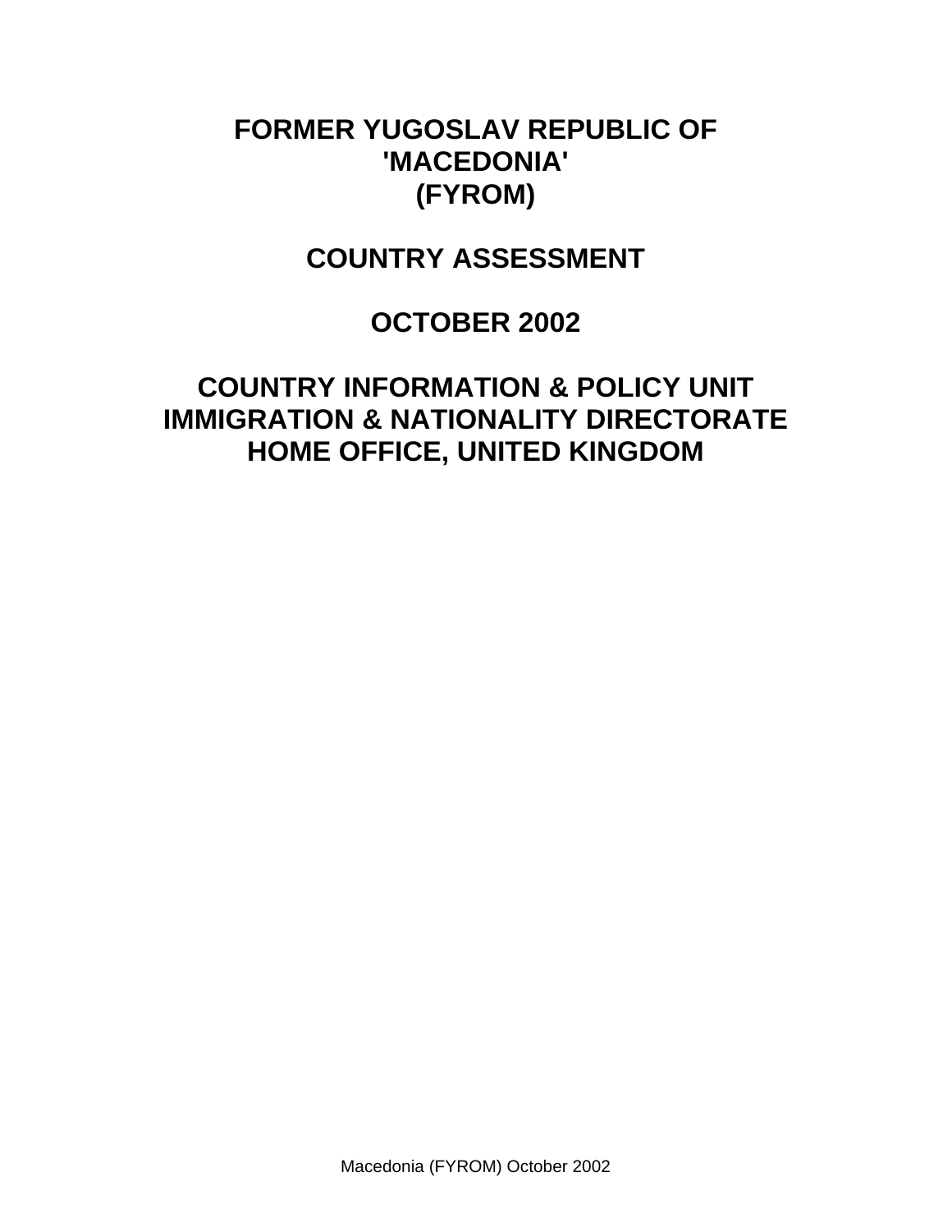# FORMER YUGOSLAV REPUBLIC OF 'MACEDONIA' (FYROM)

# COUNTRY ASSESSMENT

# OCTOBER 2002

# COUNTRY INFORMATION & POLICY UNIT IMMIGRATION & NATIONALITY DIRECTORATE HOME OFFICE, UNITED KINGDOM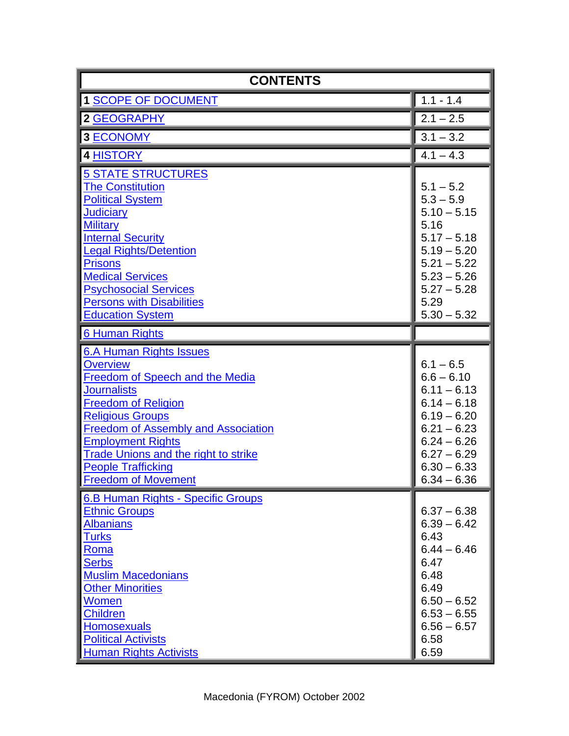| CONTENTS | |
|---|---|
| **1** SCOPE OF DOCUMENT | 1.1 - 1.4 |
| **2** GEOGRAPHY | 2.1 – 2.5 |
| **3** ECONOMY | 3.1 – 3.2 |
| **4** HISTORY | 4.1 – 4.3 |
| 5 STATE STRUCTURES | |
| The Constitution | 5.1 – 5.2 |
| Political System | 5.3 – 5.9 |
| Judiciary | 5.10 – 5.15 |
| Military | 5.16 |
| Internal Security | 5.17 – 5.18 |
| Legal Rights/Detention | 5.19 – 5.20 |
| Prisons | 5.21 – 5.22 |
| Medical Services | 5.23 – 5.26 |
| Psychosocial Services | 5.27 – 5.28 |
| Persons with Disabilities | 5.29 |
| Education System | 5.30 – 5.32 |
| 6 Human Rights | |
| 6.A Human Rights Issues | |
| Overview | 6.1 – 6.5 |
| Freedom of Speech and the Media | 6.6 – 6.10 |
| Journalists | 6.11 – 6.13 |
| Freedom of Religion | 6.14 – 6.18 |
| Religious Groups | 6.19 – 6.20 |
| Freedom of Assembly and Association | 6.21 – 6.23 |
| Employment Rights | 6.24 – 6.26 |
| Trade Unions and the right to strike | 6.27 – 6.29 |
| People Trafficking | 6.30 – 6.33 |
| Freedom of Movement | 6.34 – 6.36 |
| 6.B Human Rights - Specific Groups | |
| Ethnic Groups | 6.37 – 6.38 |
| Albanians | 6.39 – 6.42 |
| Turks | 6.43 |
| Roma | 6.44 – 6.46 |
| Serbs | 6.47 |
| Muslim Macedonians | 6.48 |
| Other Minorities | 6.49 |
| Women | 6.50 – 6.52 |
| Children | 6.53 – 6.55 |
| Homosexuals | 6.56 – 6.57 |
| Political Activists | 6.58 |
| Human Rights Activists | 6.59 |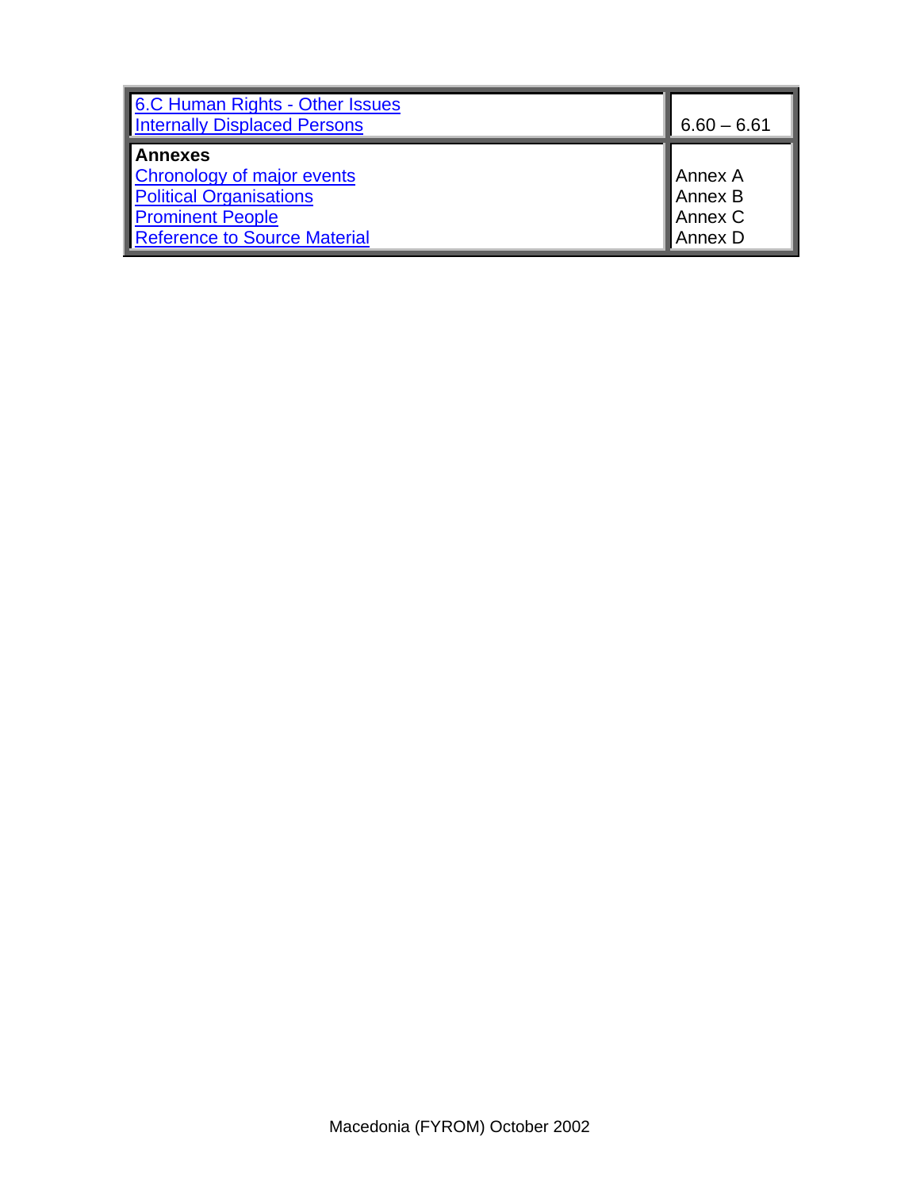| | |
|---|---|
| 6.C Human Rights - Other Issues<br>Internally Displaced Persons | 6.60 – 6.61 |
| **Annexes**<br>Chronology of major events<br>Political Organisations<br>Prominent People<br>Reference to Source Material | <br>Annex A<br>Annex B<br>Annex C<br>Annex D |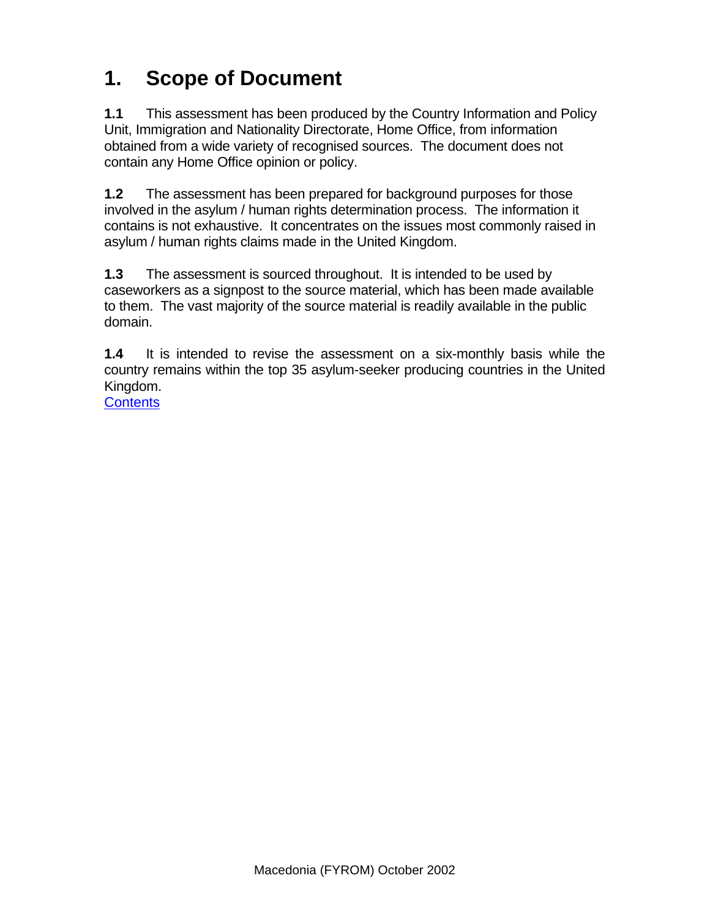# 1. Scope of Document

**1.1** This assessment has been produced by the Country Information and Policy Unit, Immigration and Nationality Directorate, Home Office, from information obtained from a wide variety of recognised sources. The document does not contain any Home Office opinion or policy.

**1.2** The assessment has been prepared for background purposes for those involved in the asylum / human rights determination process. The information it contains is not exhaustive. It concentrates on the issues most commonly raised in asylum / human rights claims made in the United Kingdom.

**1.3** The assessment is sourced throughout. It is intended to be used by caseworkers as a signpost to the source material, which has been made available to them. The vast majority of the source material is readily available in the public domain.

**1.4** It is intended to revise the assessment on a six-monthly basis while the country remains within the top 35 asylum-seeker producing countries in the United Kingdom.

Contents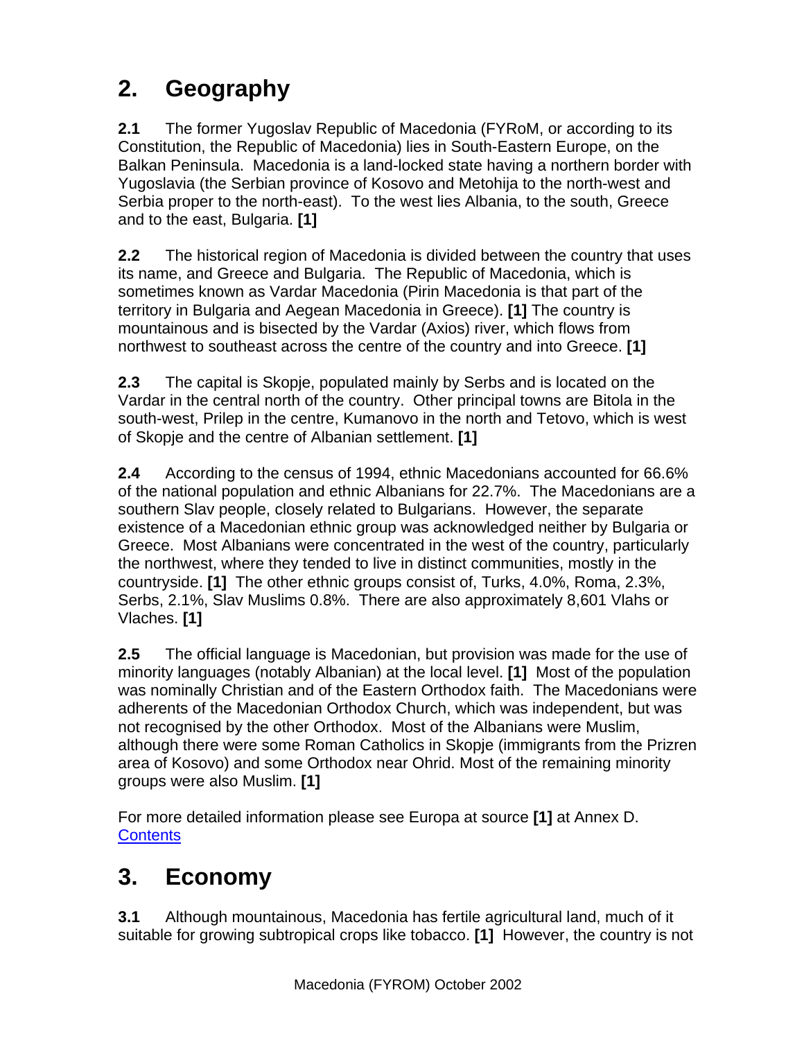# 2. Geography

**2.1** The former Yugoslav Republic of Macedonia (FYRoM, or according to its Constitution, the Republic of Macedonia) lies in South-Eastern Europe, on the Balkan Peninsula. Macedonia is a land-locked state having a northern border with Yugoslavia (the Serbian province of Kosovo and Metohija to the north-west and Serbia proper to the north-east). To the west lies Albania, to the south, Greece and to the east, Bulgaria. **[1]**

**2.2** The historical region of Macedonia is divided between the country that uses its name, and Greece and Bulgaria. The Republic of Macedonia, which is sometimes known as Vardar Macedonia (Pirin Macedonia is that part of the territory in Bulgaria and Aegean Macedonia in Greece). **[1]** The country is mountainous and is bisected by the Vardar (Axios) river, which flows from northwest to southeast across the centre of the country and into Greece. **[1]**

**2.3** The capital is Skopje, populated mainly by Serbs and is located on the Vardar in the central north of the country. Other principal towns are Bitola in the south-west, Prilep in the centre, Kumanovo in the north and Tetovo, which is west of Skopje and the centre of Albanian settlement. **[1]**

**2.4** According to the census of 1994, ethnic Macedonians accounted for 66.6% of the national population and ethnic Albanians for 22.7%. The Macedonians are a southern Slav people, closely related to Bulgarians. However, the separate existence of a Macedonian ethnic group was acknowledged neither by Bulgaria or Greece. Most Albanians were concentrated in the west of the country, particularly the northwest, where they tended to live in distinct communities, mostly in the countryside. **[1]** The other ethnic groups consist of, Turks, 4.0%, Roma, 2.3%, Serbs, 2.1%, Slav Muslims 0.8%. There are also approximately 8,601 Vlahs or Vlaches. **[1]**

**2.5** The official language is Macedonian, but provision was made for the use of minority languages (notably Albanian) at the local level. **[1]** Most of the population was nominally Christian and of the Eastern Orthodox faith. The Macedonians were adherents of the Macedonian Orthodox Church, which was independent, but was not recognised by the other Orthodox. Most of the Albanians were Muslim, although there were some Roman Catholics in Skopje (immigrants from the Prizren area of Kosovo) and some Orthodox near Ohrid. Most of the remaining minority groups were also Muslim. **[1]**

For more detailed information please see Europa at source **[1]** at Annex D.
Contents

# 3. Economy

**3.1** Although mountainous, Macedonia has fertile agricultural land, much of it suitable for growing subtropical crops like tobacco. **[1]** However, the country is not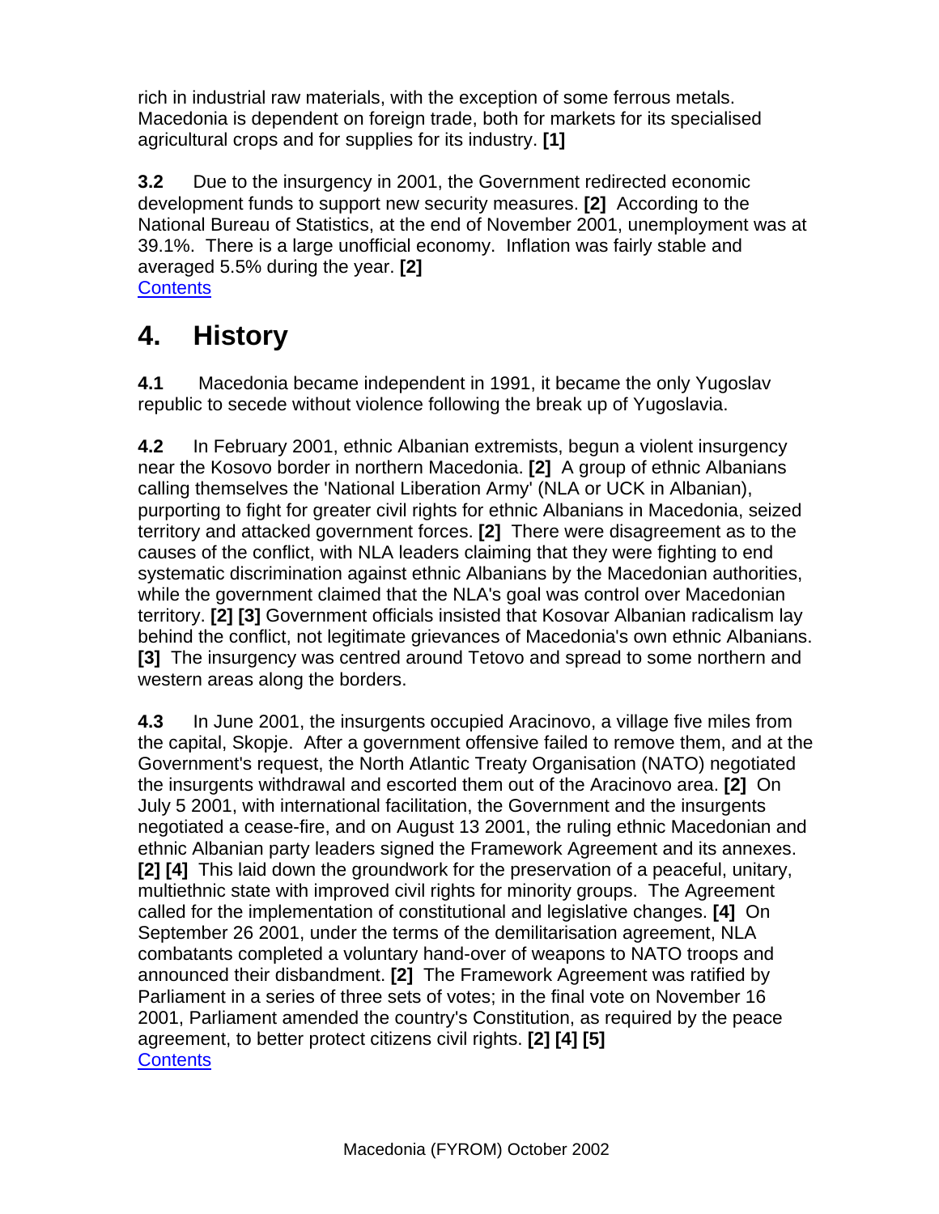rich in industrial raw materials, with the exception of some ferrous metals. Macedonia is dependent on foreign trade, both for markets for its specialised agricultural crops and for supplies for its industry. **[1]**

**3.2** Due to the insurgency in 2001, the Government redirected economic development funds to support new security measures. **[2]** According to the National Bureau of Statistics, at the end of November 2001, unemployment was at 39.1%. There is a large unofficial economy. Inflation was fairly stable and averaged 5.5% during the year. **[2]**
Contents

# 4. History

**4.1** Macedonia became independent in 1991, it became the only Yugoslav republic to secede without violence following the break up of Yugoslavia.

**4.2** In February 2001, ethnic Albanian extremists, begun a violent insurgency near the Kosovo border in northern Macedonia. **[2]** A group of ethnic Albanians calling themselves the 'National Liberation Army' (NLA or UCK in Albanian), purporting to fight for greater civil rights for ethnic Albanians in Macedonia, seized territory and attacked government forces. **[2]** There were disagreement as to the causes of the conflict, with NLA leaders claiming that they were fighting to end systematic discrimination against ethnic Albanians by the Macedonian authorities, while the government claimed that the NLA's goal was control over Macedonian territory. **[2] [3]** Government officials insisted that Kosovar Albanian radicalism lay behind the conflict, not legitimate grievances of Macedonia's own ethnic Albanians. **[3]** The insurgency was centred around Tetovo and spread to some northern and western areas along the borders.

**4.3** In June 2001, the insurgents occupied Aracinovo, a village five miles from the capital, Skopje. After a government offensive failed to remove them, and at the Government's request, the North Atlantic Treaty Organisation (NATO) negotiated the insurgents withdrawal and escorted them out of the Aracinovo area. **[2]** On July 5 2001, with international facilitation, the Government and the insurgents negotiated a cease-fire, and on August 13 2001, the ruling ethnic Macedonian and ethnic Albanian party leaders signed the Framework Agreement and its annexes. **[2] [4]** This laid down the groundwork for the preservation of a peaceful, unitary, multiethnic state with improved civil rights for minority groups. The Agreement called for the implementation of constitutional and legislative changes. **[4]** On September 26 2001, under the terms of the demilitarisation agreement, NLA combatants completed a voluntary hand-over of weapons to NATO troops and announced their disbandment. **[2]** The Framework Agreement was ratified by Parliament in a series of three sets of votes; in the final vote on November 16 2001, Parliament amended the country's Constitution, as required by the peace agreement, to better protect citizens civil rights. **[2] [4] [5]**
Contents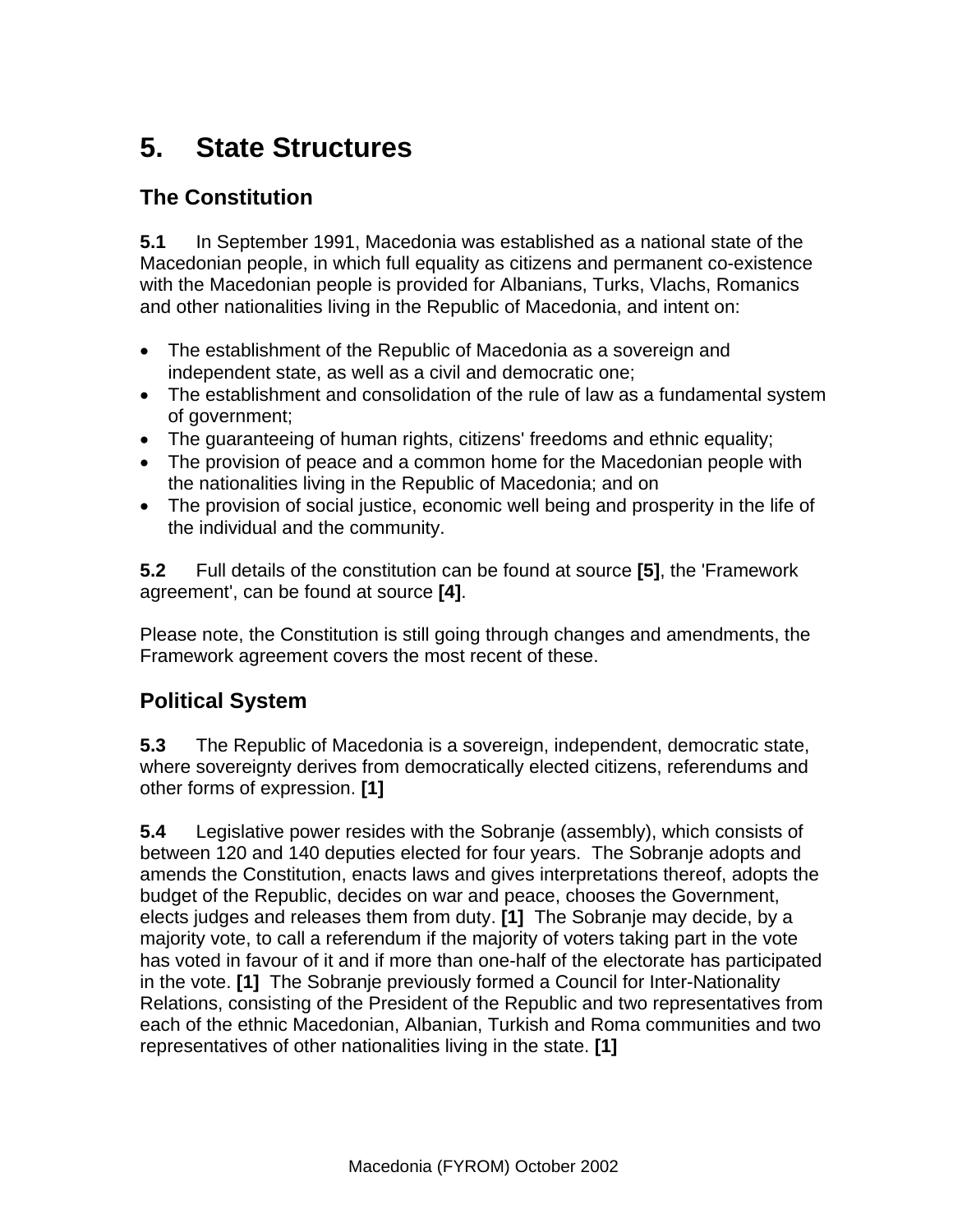# 5. State Structures

## The Constitution

**5.1** In September 1991, Macedonia was established as a national state of the Macedonian people, in which full equality as citizens and permanent co-existence with the Macedonian people is provided for Albanians, Turks, Vlachs, Romanics and other nationalities living in the Republic of Macedonia, and intent on:

- The establishment of the Republic of Macedonia as a sovereign and independent state, as well as a civil and democratic one;
- The establishment and consolidation of the rule of law as a fundamental system of government;
- The guaranteeing of human rights, citizens' freedoms and ethnic equality;
- The provision of peace and a common home for the Macedonian people with the nationalities living in the Republic of Macedonia; and on
- The provision of social justice, economic well being and prosperity in the life of the individual and the community.

**5.2** Full details of the constitution can be found at source **[5]**, the 'Framework agreement', can be found at source **[4]**.

Please note, the Constitution is still going through changes and amendments, the Framework agreement covers the most recent of these.

## Political System

**5.3** The Republic of Macedonia is a sovereign, independent, democratic state, where sovereignty derives from democratically elected citizens, referendums and other forms of expression. **[1]**

**5.4** Legislative power resides with the Sobranje (assembly), which consists of between 120 and 140 deputies elected for four years. The Sobranje adopts and amends the Constitution, enacts laws and gives interpretations thereof, adopts the budget of the Republic, decides on war and peace, chooses the Government, elects judges and releases them from duty. **[1]** The Sobranje may decide, by a majority vote, to call a referendum if the majority of voters taking part in the vote has voted in favour of it and if more than one-half of the electorate has participated in the vote. **[1]** The Sobranje previously formed a Council for Inter-Nationality Relations, consisting of the President of the Republic and two representatives from each of the ethnic Macedonian, Albanian, Turkish and Roma communities and two representatives of other nationalities living in the state. **[1]**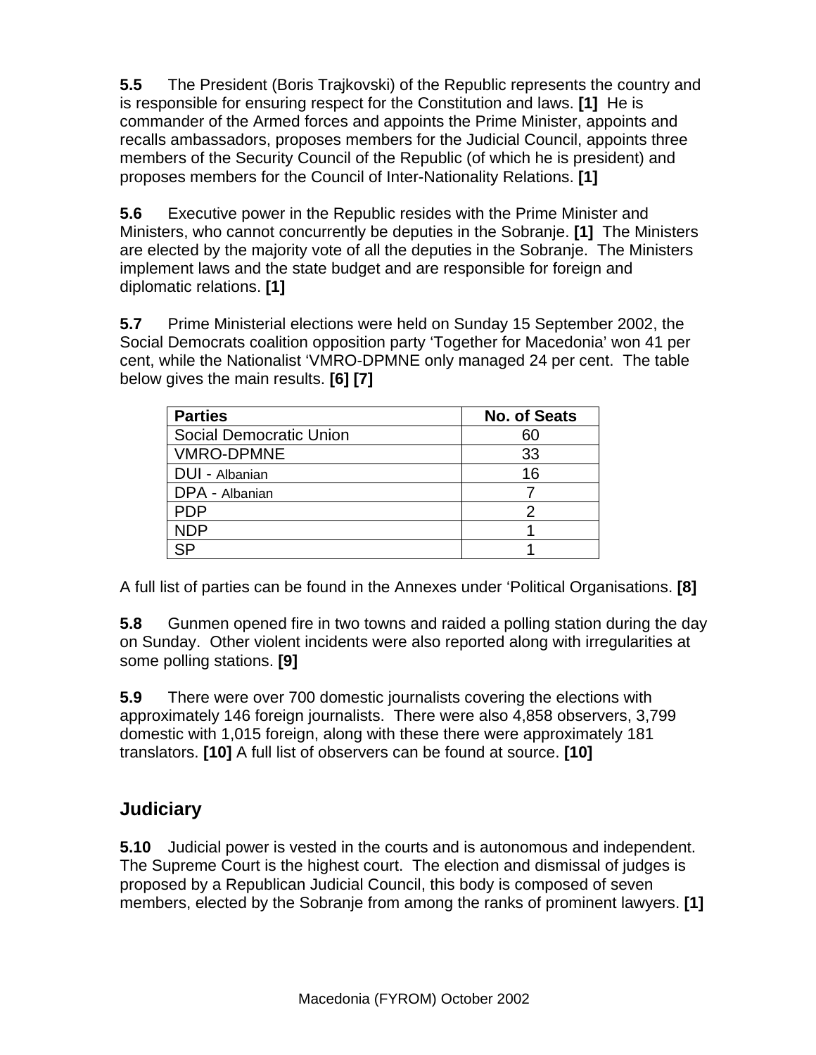**5.5** The President (Boris Trajkovski) of the Republic represents the country and is responsible for ensuring respect for the Constitution and laws. **[1]** He is commander of the Armed forces and appoints the Prime Minister, appoints and recalls ambassadors, proposes members for the Judicial Council, appoints three members of the Security Council of the Republic (of which he is president) and proposes members for the Council of Inter-Nationality Relations. **[1]**

**5.6** Executive power in the Republic resides with the Prime Minister and Ministers, who cannot concurrently be deputies in the Sobranje. **[1]** The Ministers are elected by the majority vote of all the deputies in the Sobranje. The Ministers implement laws and the state budget and are responsible for foreign and diplomatic relations. **[1]**

**5.7** Prime Ministerial elections were held on Sunday 15 September 2002, the Social Democrats coalition opposition party 'Together for Macedonia' won 41 per cent, while the Nationalist 'VMRO-DPMNE only managed 24 per cent. The table below gives the main results. **[6] [7]**

| Parties | No. of Seats |
|---|---|
| Social Democratic Union | 60 |
| VMRO-DPMNE | 33 |
| DUI - Albanian | 16 |
| DPA - Albanian | 7 |
| PDP | 2 |
| NDP | 1 |
| SP | 1 |

A full list of parties can be found in the Annexes under 'Political Organisations. **[8]**

**5.8** Gunmen opened fire in two towns and raided a polling station during the day on Sunday. Other violent incidents were also reported along with irregularities at some polling stations. **[9]**

**5.9** There were over 700 domestic journalists covering the elections with approximately 146 foreign journalists. There were also 4,858 observers, 3,799 domestic with 1,015 foreign, along with these there were approximately 181 translators. **[10]** A full list of observers can be found at source. **[10]**

## Judiciary

**5.10** Judicial power is vested in the courts and is autonomous and independent. The Supreme Court is the highest court. The election and dismissal of judges is proposed by a Republican Judicial Council, this body is composed of seven members, elected by the Sobranje from among the ranks of prominent lawyers. **[1]**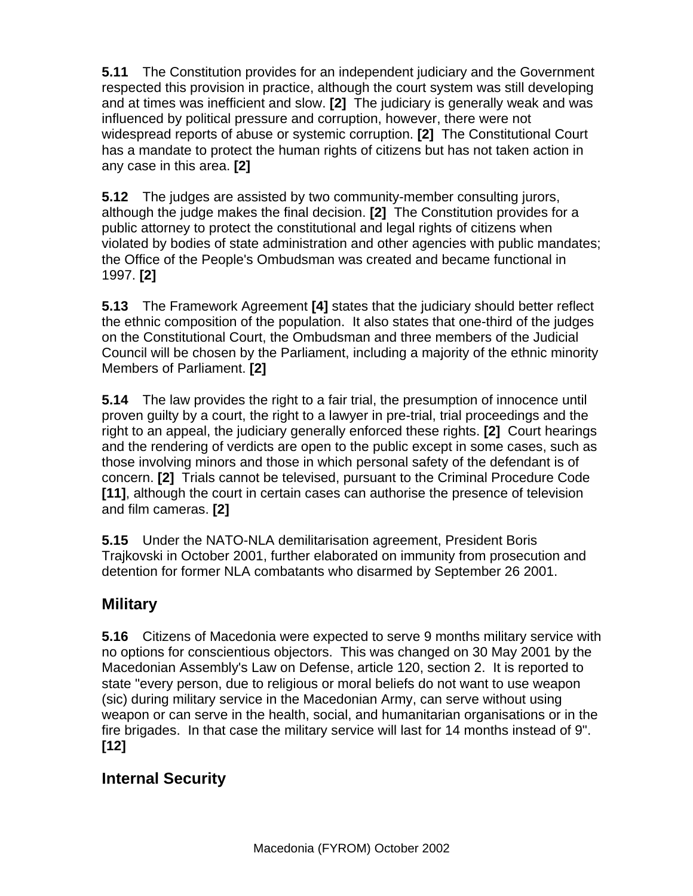**5.11** The Constitution provides for an independent judiciary and the Government respected this provision in practice, although the court system was still developing and at times was inefficient and slow. **[2]** The judiciary is generally weak and was influenced by political pressure and corruption, however, there were not widespread reports of abuse or systemic corruption. **[2]** The Constitutional Court has a mandate to protect the human rights of citizens but has not taken action in any case in this area. **[2]**

**5.12** The judges are assisted by two community-member consulting jurors, although the judge makes the final decision. **[2]** The Constitution provides for a public attorney to protect the constitutional and legal rights of citizens when violated by bodies of state administration and other agencies with public mandates; the Office of the People's Ombudsman was created and became functional in 1997. **[2]**

**5.13** The Framework Agreement **[4]** states that the judiciary should better reflect the ethnic composition of the population. It also states that one-third of the judges on the Constitutional Court, the Ombudsman and three members of the Judicial Council will be chosen by the Parliament, including a majority of the ethnic minority Members of Parliament. **[2]**

**5.14** The law provides the right to a fair trial, the presumption of innocence until proven guilty by a court, the right to a lawyer in pre-trial, trial proceedings and the right to an appeal, the judiciary generally enforced these rights. **[2]** Court hearings and the rendering of verdicts are open to the public except in some cases, such as those involving minors and those in which personal safety of the defendant is of concern. **[2]** Trials cannot be televised, pursuant to the Criminal Procedure Code **[11]**, although the court in certain cases can authorise the presence of television and film cameras. **[2]**

**5.15** Under the NATO-NLA demilitarisation agreement, President Boris Trajkovski in October 2001, further elaborated on immunity from prosecution and detention for former NLA combatants who disarmed by September 26 2001.

## Military

**5.16** Citizens of Macedonia were expected to serve 9 months military service with no options for conscientious objectors. This was changed on 30 May 2001 by the Macedonian Assembly's Law on Defense, article 120, section 2. It is reported to state "every person, due to religious or moral beliefs do not want to use weapon (sic) during military service in the Macedonian Army, can serve without using weapon or can serve in the health, social, and humanitarian organisations or in the fire brigades. In that case the military service will last for 14 months instead of 9". **[12]**

## Internal Security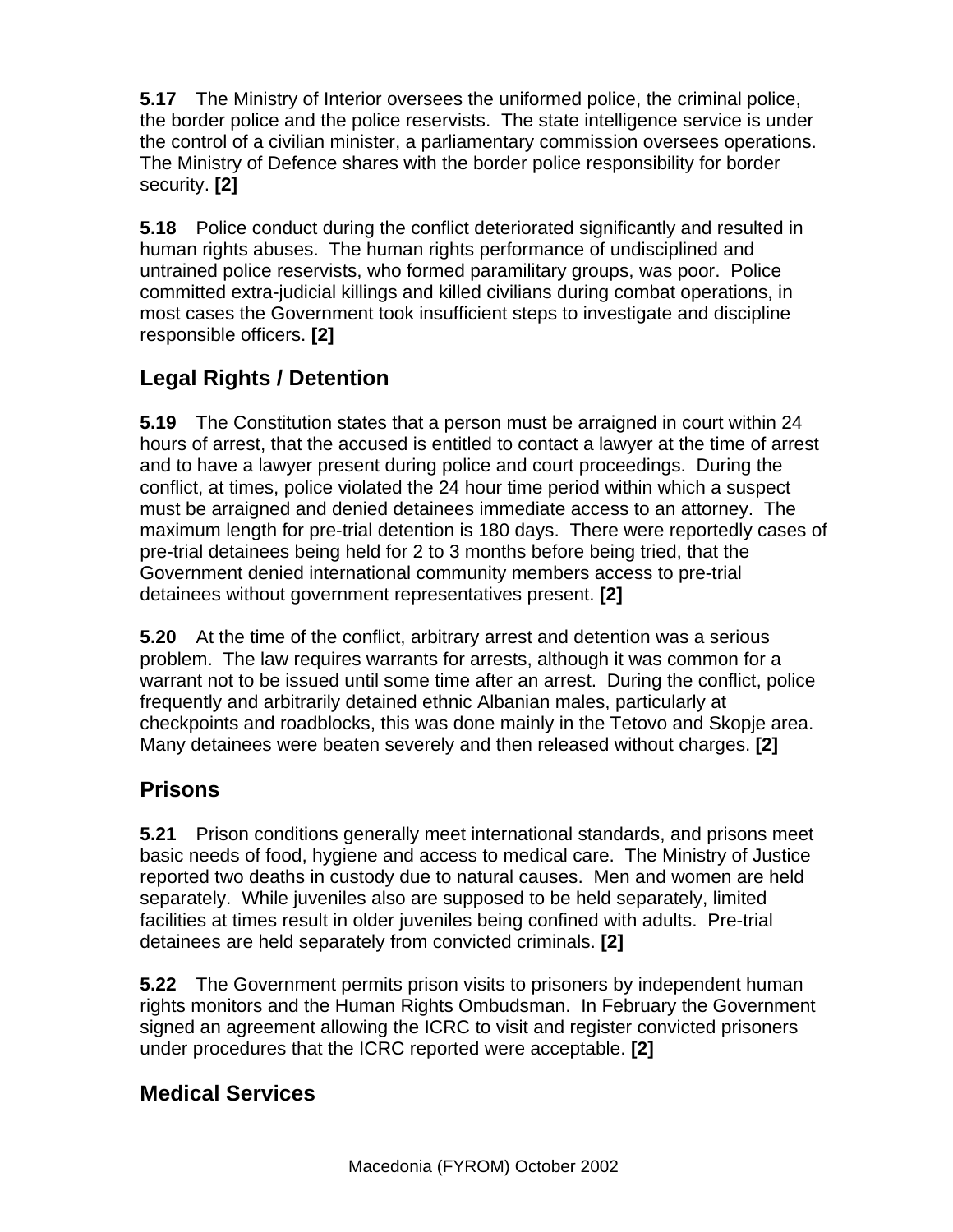**5.17** The Ministry of Interior oversees the uniformed police, the criminal police, the border police and the police reservists. The state intelligence service is under the control of a civilian minister, a parliamentary commission oversees operations. The Ministry of Defence shares with the border police responsibility for border security. **[2]**

**5.18** Police conduct during the conflict deteriorated significantly and resulted in human rights abuses. The human rights performance of undisciplined and untrained police reservists, who formed paramilitary groups, was poor. Police committed extra-judicial killings and killed civilians during combat operations, in most cases the Government took insufficient steps to investigate and discipline responsible officers. **[2]**

## Legal Rights / Detention

**5.19** The Constitution states that a person must be arraigned in court within 24 hours of arrest, that the accused is entitled to contact a lawyer at the time of arrest and to have a lawyer present during police and court proceedings. During the conflict, at times, police violated the 24 hour time period within which a suspect must be arraigned and denied detainees immediate access to an attorney. The maximum length for pre-trial detention is 180 days. There were reportedly cases of pre-trial detainees being held for 2 to 3 months before being tried, that the Government denied international community members access to pre-trial detainees without government representatives present. **[2]**

**5.20** At the time of the conflict, arbitrary arrest and detention was a serious problem. The law requires warrants for arrests, although it was common for a warrant not to be issued until some time after an arrest. During the conflict, police frequently and arbitrarily detained ethnic Albanian males, particularly at checkpoints and roadblocks, this was done mainly in the Tetovo and Skopje area. Many detainees were beaten severely and then released without charges. **[2]**

## Prisons

**5.21** Prison conditions generally meet international standards, and prisons meet basic needs of food, hygiene and access to medical care. The Ministry of Justice reported two deaths in custody due to natural causes. Men and women are held separately. While juveniles also are supposed to be held separately, limited facilities at times result in older juveniles being confined with adults. Pre-trial detainees are held separately from convicted criminals. **[2]**

**5.22** The Government permits prison visits to prisoners by independent human rights monitors and the Human Rights Ombudsman. In February the Government signed an agreement allowing the ICRC to visit and register convicted prisoners under procedures that the ICRC reported were acceptable. **[2]**

## Medical Services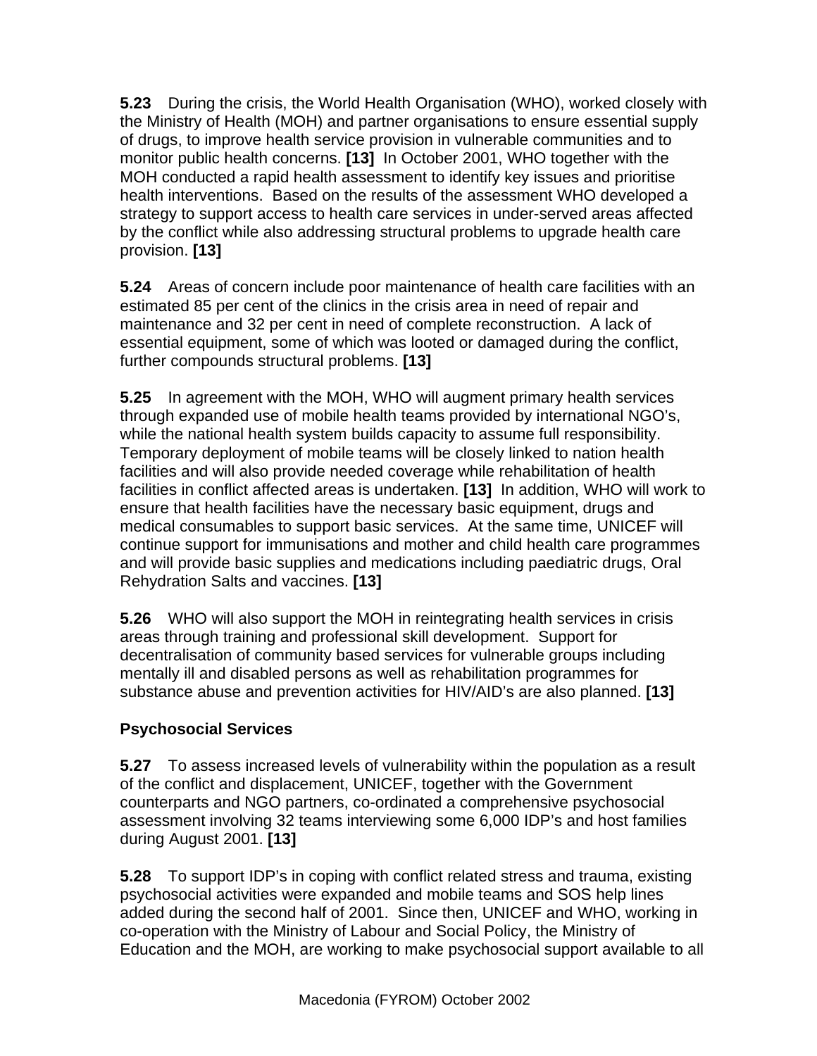**5.23** During the crisis, the World Health Organisation (WHO), worked closely with the Ministry of Health (MOH) and partner organisations to ensure essential supply of drugs, to improve health service provision in vulnerable communities and to monitor public health concerns. **[13]** In October 2001, WHO together with the MOH conducted a rapid health assessment to identify key issues and prioritise health interventions. Based on the results of the assessment WHO developed a strategy to support access to health care services in under-served areas affected by the conflict while also addressing structural problems to upgrade health care provision. **[13]**

**5.24** Areas of concern include poor maintenance of health care facilities with an estimated 85 per cent of the clinics in the crisis area in need of repair and maintenance and 32 per cent in need of complete reconstruction. A lack of essential equipment, some of which was looted or damaged during the conflict, further compounds structural problems. **[13]**

**5.25** In agreement with the MOH, WHO will augment primary health services through expanded use of mobile health teams provided by international NGO's, while the national health system builds capacity to assume full responsibility. Temporary deployment of mobile teams will be closely linked to nation health facilities and will also provide needed coverage while rehabilitation of health facilities in conflict affected areas is undertaken. **[13]** In addition, WHO will work to ensure that health facilities have the necessary basic equipment, drugs and medical consumables to support basic services. At the same time, UNICEF will continue support for immunisations and mother and child health care programmes and will provide basic supplies and medications including paediatric drugs, Oral Rehydration Salts and vaccines. **[13]**

**5.26** WHO will also support the MOH in reintegrating health services in crisis areas through training and professional skill development. Support for decentralisation of community based services for vulnerable groups including mentally ill and disabled persons as well as rehabilitation programmes for substance abuse and prevention activities for HIV/AID's are also planned. **[13]**

### Psychosocial Services

**5.27** To assess increased levels of vulnerability within the population as a result of the conflict and displacement, UNICEF, together with the Government counterparts and NGO partners, co-ordinated a comprehensive psychosocial assessment involving 32 teams interviewing some 6,000 IDP's and host families during August 2001. **[13]**

**5.28** To support IDP's in coping with conflict related stress and trauma, existing psychosocial activities were expanded and mobile teams and SOS help lines added during the second half of 2001. Since then, UNICEF and WHO, working in co-operation with the Ministry of Labour and Social Policy, the Ministry of Education and the MOH, are working to make psychosocial support available to all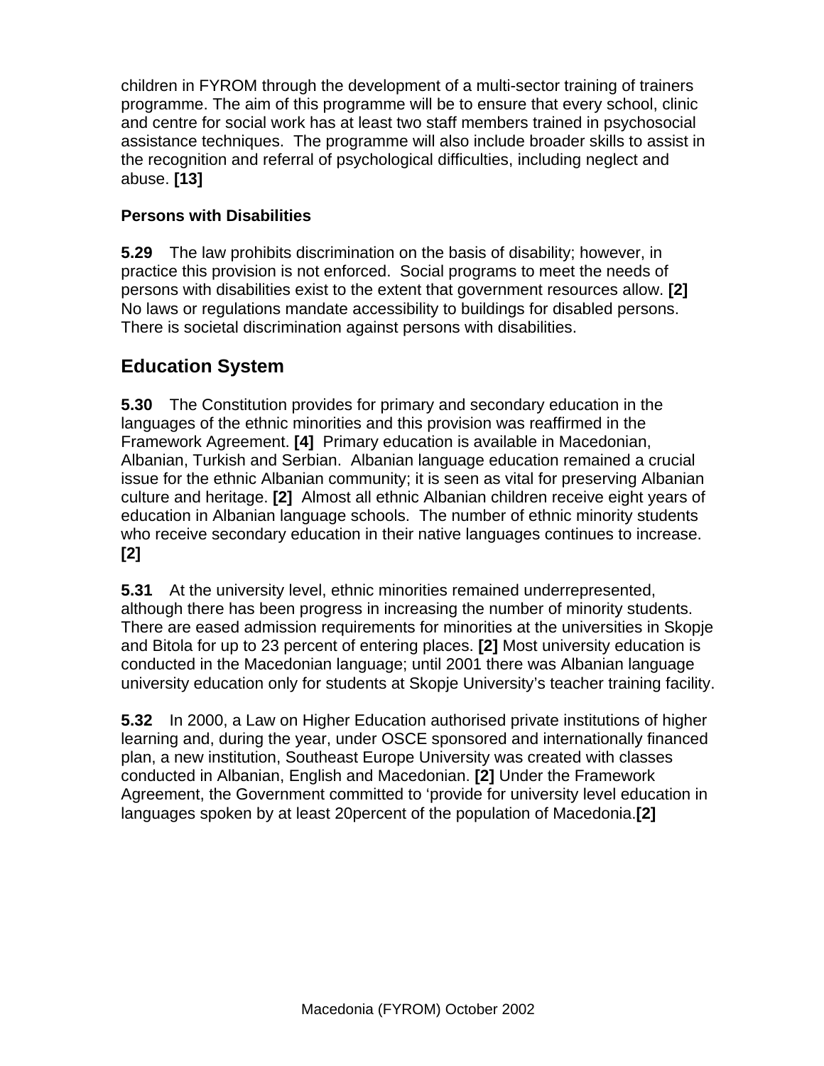children in FYROM through the development of a multi-sector training of trainers programme. The aim of this programme will be to ensure that every school, clinic and centre for social work has at least two staff members trained in psychosocial assistance techniques. The programme will also include broader skills to assist in the recognition and referral of psychological difficulties, including neglect and abuse. **[13]**

### Persons with Disabilities

**5.29** The law prohibits discrimination on the basis of disability; however, in practice this provision is not enforced. Social programs to meet the needs of persons with disabilities exist to the extent that government resources allow. **[2]** No laws or regulations mandate accessibility to buildings for disabled persons. There is societal discrimination against persons with disabilities.

## Education System

**5.30** The Constitution provides for primary and secondary education in the languages of the ethnic minorities and this provision was reaffirmed in the Framework Agreement. **[4]** Primary education is available in Macedonian, Albanian, Turkish and Serbian. Albanian language education remained a crucial issue for the ethnic Albanian community; it is seen as vital for preserving Albanian culture and heritage. **[2]** Almost all ethnic Albanian children receive eight years of education in Albanian language schools. The number of ethnic minority students who receive secondary education in their native languages continues to increase. **[2]**

**5.31** At the university level, ethnic minorities remained underrepresented, although there has been progress in increasing the number of minority students. There are eased admission requirements for minorities at the universities in Skopje and Bitola for up to 23 percent of entering places. **[2]** Most university education is conducted in the Macedonian language; until 2001 there was Albanian language university education only for students at Skopje University's teacher training facility.

**5.32** In 2000, a Law on Higher Education authorised private institutions of higher learning and, during the year, under OSCE sponsored and internationally financed plan, a new institution, Southeast Europe University was created with classes conducted in Albanian, English and Macedonian. **[2]** Under the Framework Agreement, the Government committed to 'provide for university level education in languages spoken by at least 20percent of the population of Macedonia.**[2]**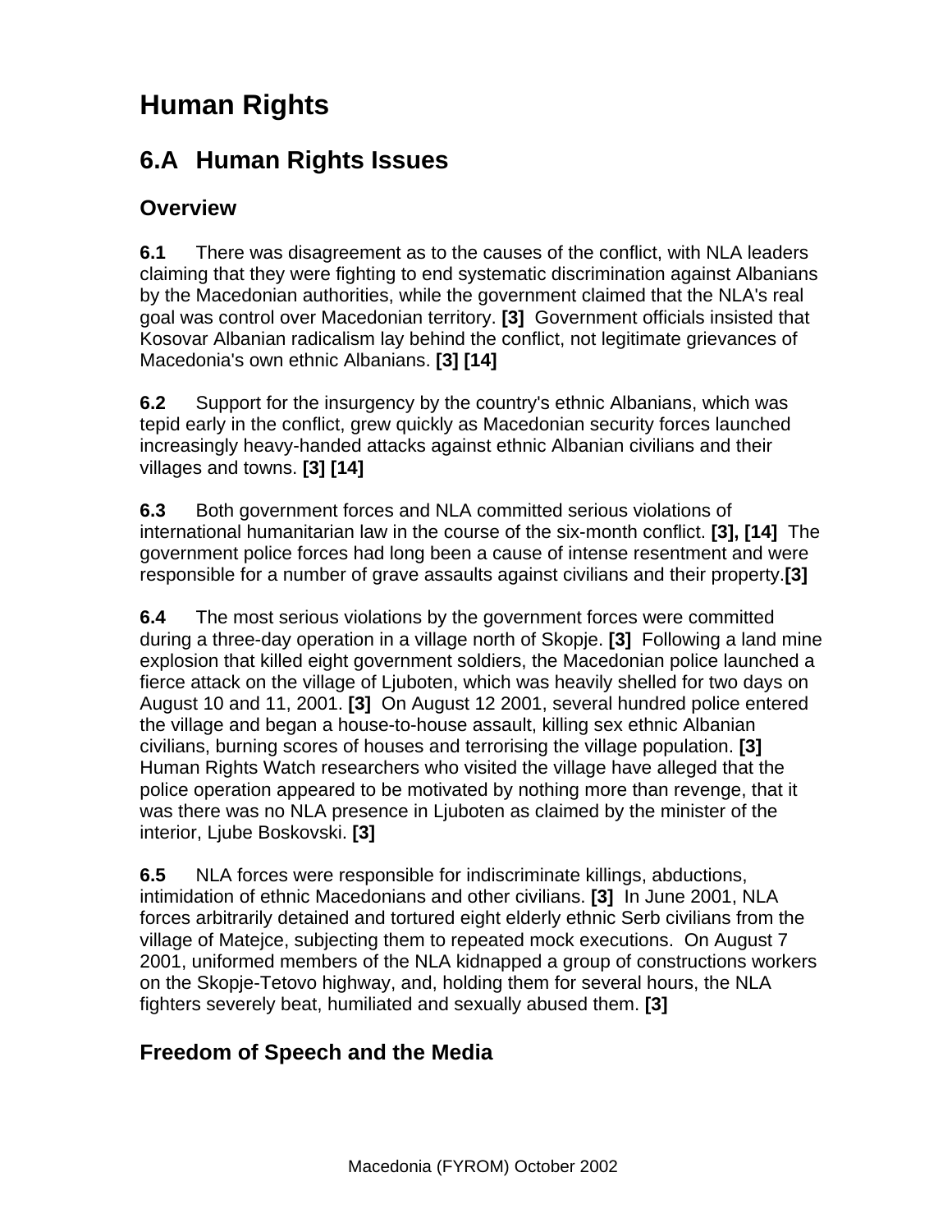# Human Rights

## 6.A Human Rights Issues

### Overview

**6.1** There was disagreement as to the causes of the conflict, with NLA leaders claiming that they were fighting to end systematic discrimination against Albanians by the Macedonian authorities, while the government claimed that the NLA's real goal was control over Macedonian territory. **[3]** Government officials insisted that Kosovar Albanian radicalism lay behind the conflict, not legitimate grievances of Macedonia's own ethnic Albanians. **[3] [14]**

**6.2** Support for the insurgency by the country's ethnic Albanians, which was tepid early in the conflict, grew quickly as Macedonian security forces launched increasingly heavy-handed attacks against ethnic Albanian civilians and their villages and towns. **[3] [14]**

**6.3** Both government forces and NLA committed serious violations of international humanitarian law in the course of the six-month conflict. **[3], [14]** The government police forces had long been a cause of intense resentment and were responsible for a number of grave assaults against civilians and their property.**[3]**

**6.4** The most serious violations by the government forces were committed during a three-day operation in a village north of Skopje. **[3]** Following a land mine explosion that killed eight government soldiers, the Macedonian police launched a fierce attack on the village of Ljuboten, which was heavily shelled for two days on August 10 and 11, 2001. **[3]** On August 12 2001, several hundred police entered the village and began a house-to-house assault, killing sex ethnic Albanian civilians, burning scores of houses and terrorising the village population. **[3]** Human Rights Watch researchers who visited the village have alleged that the police operation appeared to be motivated by nothing more than revenge, that it was there was no NLA presence in Ljuboten as claimed by the minister of the interior, Ljube Boskovski. **[3]**

**6.5** NLA forces were responsible for indiscriminate killings, abductions, intimidation of ethnic Macedonians and other civilians. **[3]** In June 2001, NLA forces arbitrarily detained and tortured eight elderly ethnic Serb civilians from the village of Matejce, subjecting them to repeated mock executions. On August 7 2001, uniformed members of the NLA kidnapped a group of constructions workers on the Skopje-Tetovo highway, and, holding them for several hours, the NLA fighters severely beat, humiliated and sexually abused them. **[3]**

### Freedom of Speech and the Media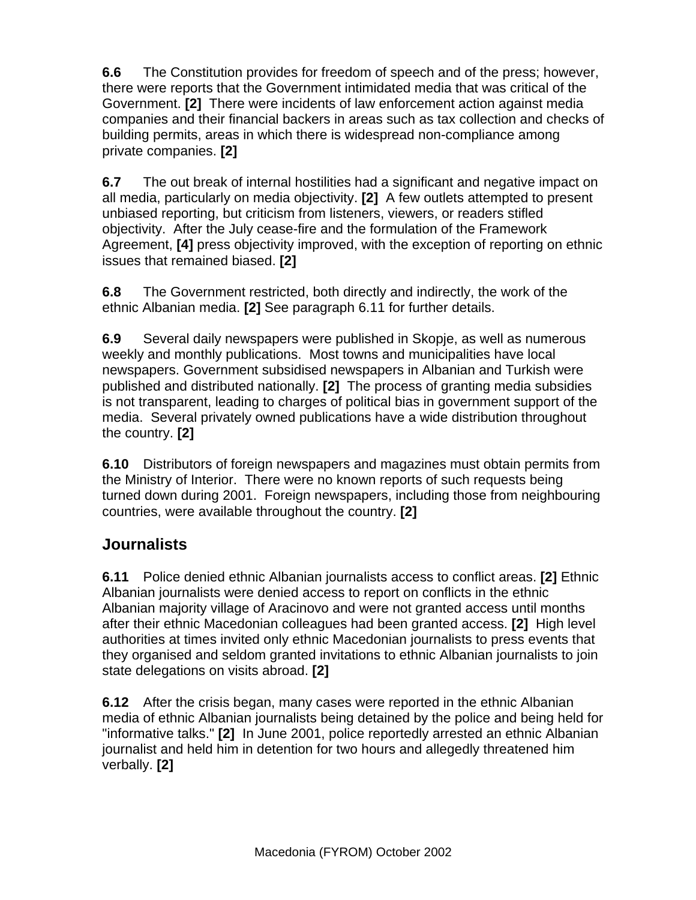**6.6** The Constitution provides for freedom of speech and of the press; however, there were reports that the Government intimidated media that was critical of the Government. **[2]** There were incidents of law enforcement action against media companies and their financial backers in areas such as tax collection and checks of building permits, areas in which there is widespread non-compliance among private companies. **[2]**

**6.7** The out break of internal hostilities had a significant and negative impact on all media, particularly on media objectivity. **[2]** A few outlets attempted to present unbiased reporting, but criticism from listeners, viewers, or readers stifled objectivity. After the July cease-fire and the formulation of the Framework Agreement, **[4]** press objectivity improved, with the exception of reporting on ethnic issues that remained biased. **[2]**

**6.8** The Government restricted, both directly and indirectly, the work of the ethnic Albanian media. **[2]** See paragraph 6.11 for further details.

**6.9** Several daily newspapers were published in Skopje, as well as numerous weekly and monthly publications. Most towns and municipalities have local newspapers. Government subsidised newspapers in Albanian and Turkish were published and distributed nationally. **[2]** The process of granting media subsidies is not transparent, leading to charges of political bias in government support of the media. Several privately owned publications have a wide distribution throughout the country. **[2]**

**6.10** Distributors of foreign newspapers and magazines must obtain permits from the Ministry of Interior. There were no known reports of such requests being turned down during 2001. Foreign newspapers, including those from neighbouring countries, were available throughout the country. **[2]**

## Journalists

**6.11** Police denied ethnic Albanian journalists access to conflict areas. **[2]** Ethnic Albanian journalists were denied access to report on conflicts in the ethnic Albanian majority village of Aracinovo and were not granted access until months after their ethnic Macedonian colleagues had been granted access. **[2]** High level authorities at times invited only ethnic Macedonian journalists to press events that they organised and seldom granted invitations to ethnic Albanian journalists to join state delegations on visits abroad. **[2]**

**6.12** After the crisis began, many cases were reported in the ethnic Albanian media of ethnic Albanian journalists being detained by the police and being held for "informative talks." **[2]** In June 2001, police reportedly arrested an ethnic Albanian journalist and held him in detention for two hours and allegedly threatened him verbally. **[2]**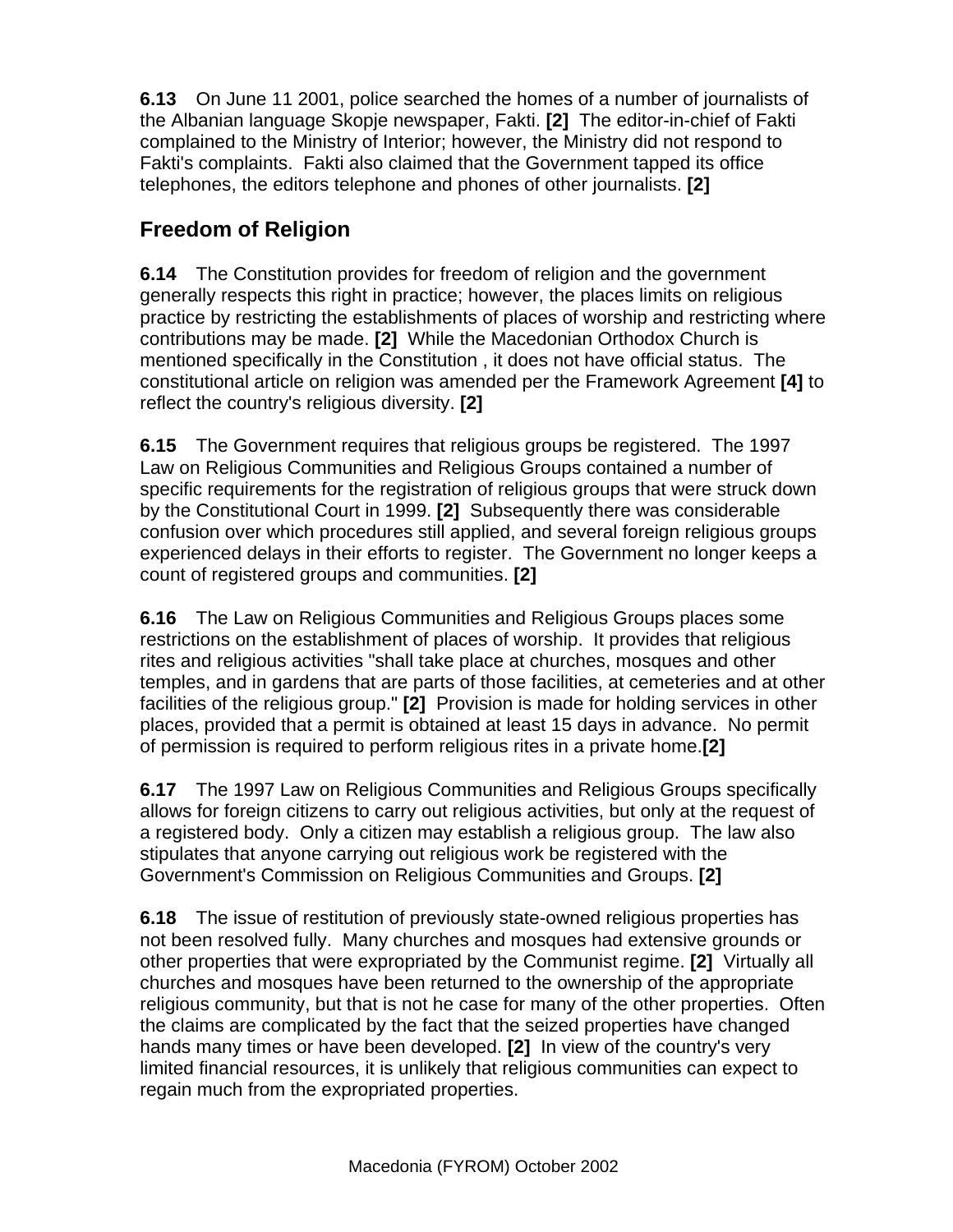**6.13** On June 11 2001, police searched the homes of a number of journalists of the Albanian language Skopje newspaper, Fakti. **[2]** The editor-in-chief of Fakti complained to the Ministry of Interior; however, the Ministry did not respond to Fakti's complaints. Fakti also claimed that the Government tapped its office telephones, the editors telephone and phones of other journalists. **[2]**

## Freedom of Religion

**6.14** The Constitution provides for freedom of religion and the government generally respects this right in practice; however, the places limits on religious practice by restricting the establishments of places of worship and restricting where contributions may be made. **[2]** While the Macedonian Orthodox Church is mentioned specifically in the Constitution , it does not have official status. The constitutional article on religion was amended per the Framework Agreement **[4]** to reflect the country's religious diversity. **[2]**

**6.15** The Government requires that religious groups be registered. The 1997 Law on Religious Communities and Religious Groups contained a number of specific requirements for the registration of religious groups that were struck down by the Constitutional Court in 1999. **[2]** Subsequently there was considerable confusion over which procedures still applied, and several foreign religious groups experienced delays in their efforts to register. The Government no longer keeps a count of registered groups and communities. **[2]**

**6.16** The Law on Religious Communities and Religious Groups places some restrictions on the establishment of places of worship. It provides that religious rites and religious activities "shall take place at churches, mosques and other temples, and in gardens that are parts of those facilities, at cemeteries and at other facilities of the religious group." **[2]** Provision is made for holding services in other places, provided that a permit is obtained at least 15 days in advance. No permit of permission is required to perform religious rites in a private home.**[2]**

**6.17** The 1997 Law on Religious Communities and Religious Groups specifically allows for foreign citizens to carry out religious activities, but only at the request of a registered body. Only a citizen may establish a religious group. The law also stipulates that anyone carrying out religious work be registered with the Government's Commission on Religious Communities and Groups. **[2]**

**6.18** The issue of restitution of previously state-owned religious properties has not been resolved fully. Many churches and mosques had extensive grounds or other properties that were expropriated by the Communist regime. **[2]** Virtually all churches and mosques have been returned to the ownership of the appropriate religious community, but that is not he case for many of the other properties. Often the claims are complicated by the fact that the seized properties have changed hands many times or have been developed. **[2]** In view of the country's very limited financial resources, it is unlikely that religious communities can expect to regain much from the expropriated properties.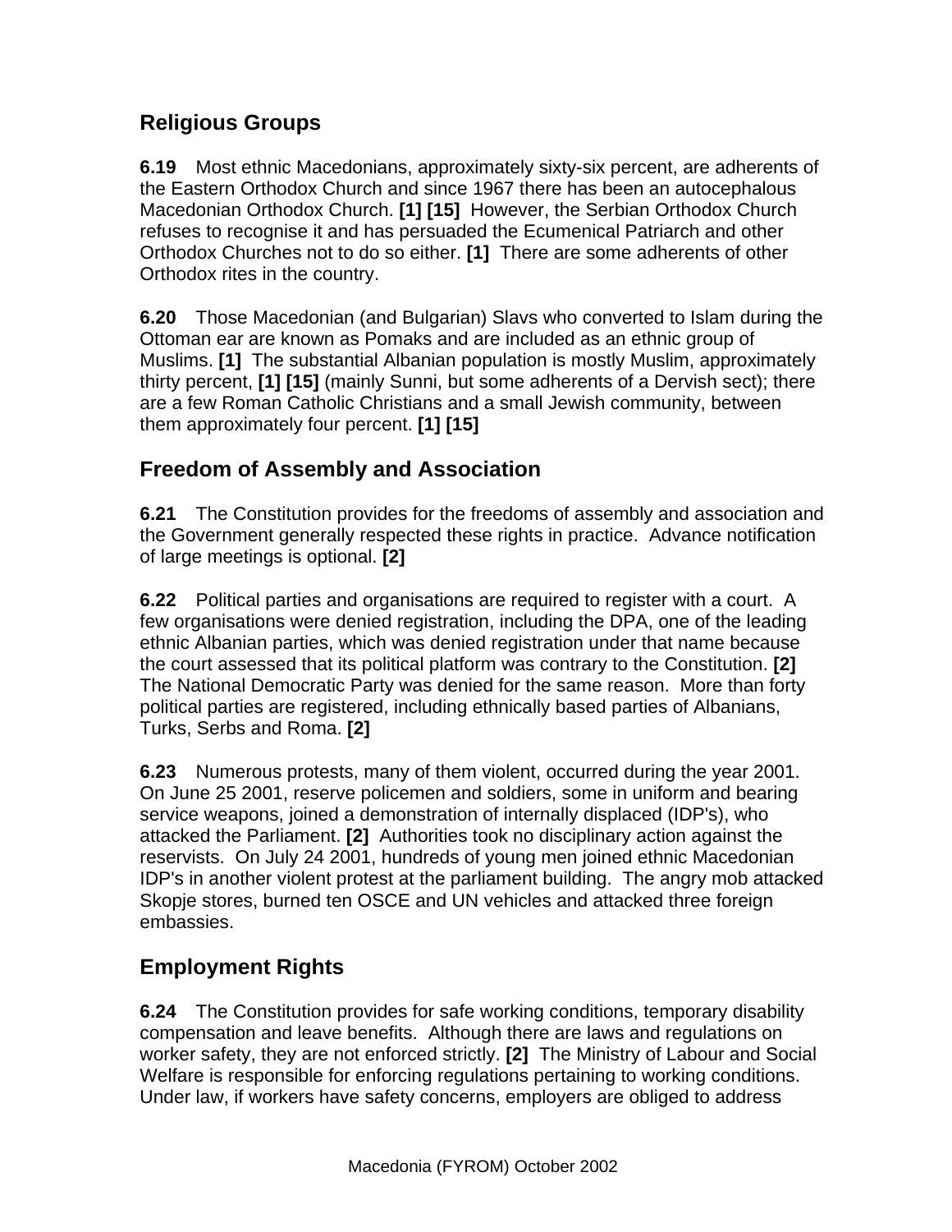## Religious Groups

**6.19** Most ethnic Macedonians, approximately sixty-six percent, are adherents of the Eastern Orthodox Church and since 1967 there has been an autocephalous Macedonian Orthodox Church. **[1] [15]** However, the Serbian Orthodox Church refuses to recognise it and has persuaded the Ecumenical Patriarch and other Orthodox Churches not to do so either. **[1]** There are some adherents of other Orthodox rites in the country.

**6.20** Those Macedonian (and Bulgarian) Slavs who converted to Islam during the Ottoman ear are known as Pomaks and are included as an ethnic group of Muslims. **[1]** The substantial Albanian population is mostly Muslim, approximately thirty percent, **[1] [15]** (mainly Sunni, but some adherents of a Dervish sect); there are a few Roman Catholic Christians and a small Jewish community, between them approximately four percent. **[1] [15]**

## Freedom of Assembly and Association

**6.21** The Constitution provides for the freedoms of assembly and association and the Government generally respected these rights in practice. Advance notification of large meetings is optional. **[2]**

**6.22** Political parties and organisations are required to register with a court. A few organisations were denied registration, including the DPA, one of the leading ethnic Albanian parties, which was denied registration under that name because the court assessed that its political platform was contrary to the Constitution. **[2]** The National Democratic Party was denied for the same reason. More than forty political parties are registered, including ethnically based parties of Albanians, Turks, Serbs and Roma. **[2]**

**6.23** Numerous protests, many of them violent, occurred during the year 2001. On June 25 2001, reserve policemen and soldiers, some in uniform and bearing service weapons, joined a demonstration of internally displaced (IDP's), who attacked the Parliament. **[2]** Authorities took no disciplinary action against the reservists. On July 24 2001, hundreds of young men joined ethnic Macedonian IDP's in another violent protest at the parliament building. The angry mob attacked Skopje stores, burned ten OSCE and UN vehicles and attacked three foreign embassies.

## Employment Rights

**6.24** The Constitution provides for safe working conditions, temporary disability compensation and leave benefits. Although there are laws and regulations on worker safety, they are not enforced strictly. **[2]** The Ministry of Labour and Social Welfare is responsible for enforcing regulations pertaining to working conditions. Under law, if workers have safety concerns, employers are obliged to address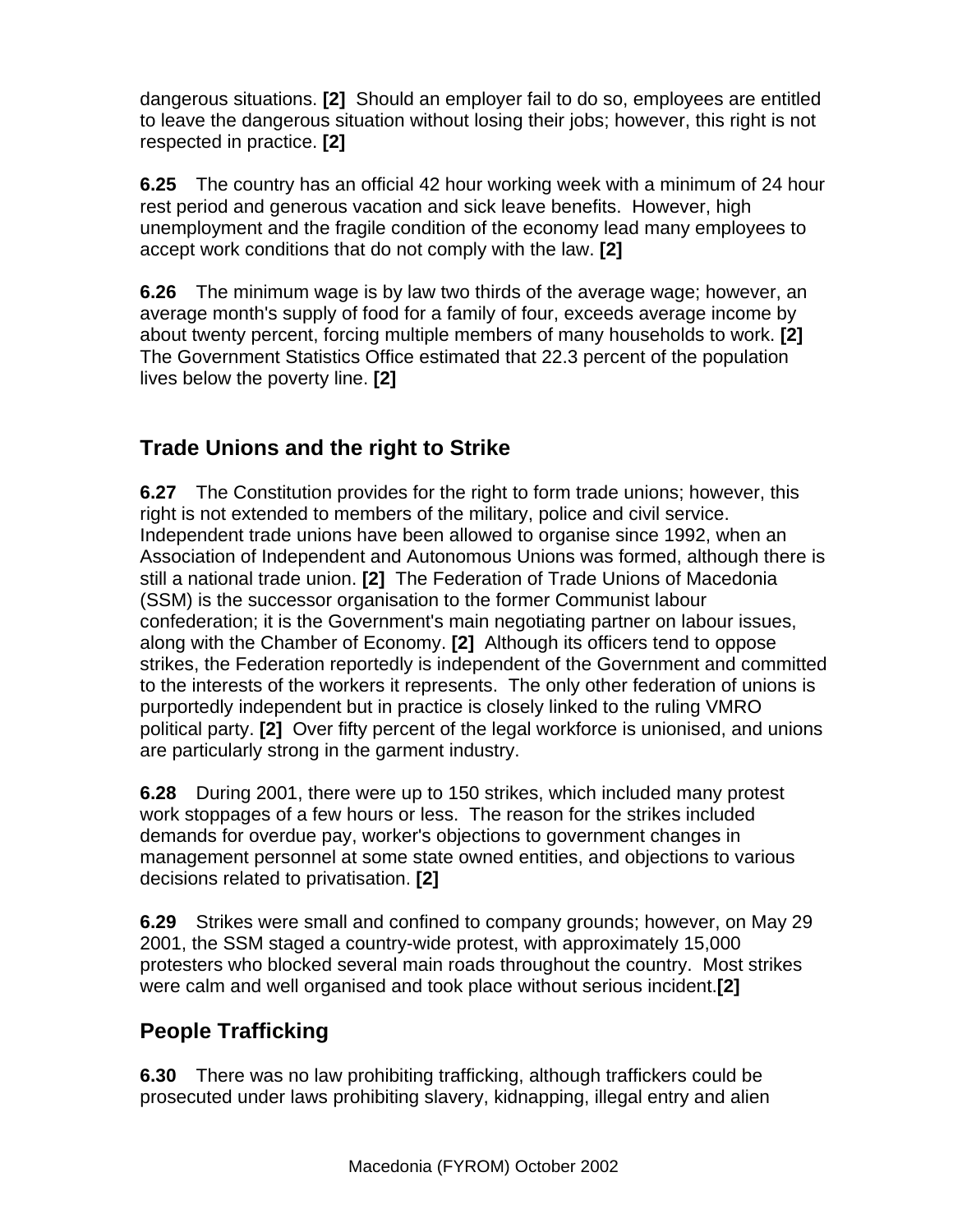dangerous situations. **[2]** Should an employer fail to do so, employees are entitled to leave the dangerous situation without losing their jobs; however, this right is not respected in practice. **[2]**

**6.25** The country has an official 42 hour working week with a minimum of 24 hour rest period and generous vacation and sick leave benefits. However, high unemployment and the fragile condition of the economy lead many employees to accept work conditions that do not comply with the law. **[2]**

**6.26** The minimum wage is by law two thirds of the average wage; however, an average month's supply of food for a family of four, exceeds average income by about twenty percent, forcing multiple members of many households to work. **[2]** The Government Statistics Office estimated that 22.3 percent of the population lives below the poverty line. **[2]**

## Trade Unions and the right to Strike

**6.27** The Constitution provides for the right to form trade unions; however, this right is not extended to members of the military, police and civil service. Independent trade unions have been allowed to organise since 1992, when an Association of Independent and Autonomous Unions was formed, although there is still a national trade union. **[2]** The Federation of Trade Unions of Macedonia (SSM) is the successor organisation to the former Communist labour confederation; it is the Government's main negotiating partner on labour issues, along with the Chamber of Economy. **[2]** Although its officers tend to oppose strikes, the Federation reportedly is independent of the Government and committed to the interests of the workers it represents. The only other federation of unions is purportedly independent but in practice is closely linked to the ruling VMRO political party. **[2]** Over fifty percent of the legal workforce is unionised, and unions are particularly strong in the garment industry.

**6.28** During 2001, there were up to 150 strikes, which included many protest work stoppages of a few hours or less. The reason for the strikes included demands for overdue pay, worker's objections to government changes in management personnel at some state owned entities, and objections to various decisions related to privatisation. **[2]**

**6.29** Strikes were small and confined to company grounds; however, on May 29 2001, the SSM staged a country-wide protest, with approximately 15,000 protesters who blocked several main roads throughout the country. Most strikes were calm and well organised and took place without serious incident.**[2]**

## People Trafficking

**6.30** There was no law prohibiting trafficking, although traffickers could be prosecuted under laws prohibiting slavery, kidnapping, illegal entry and alien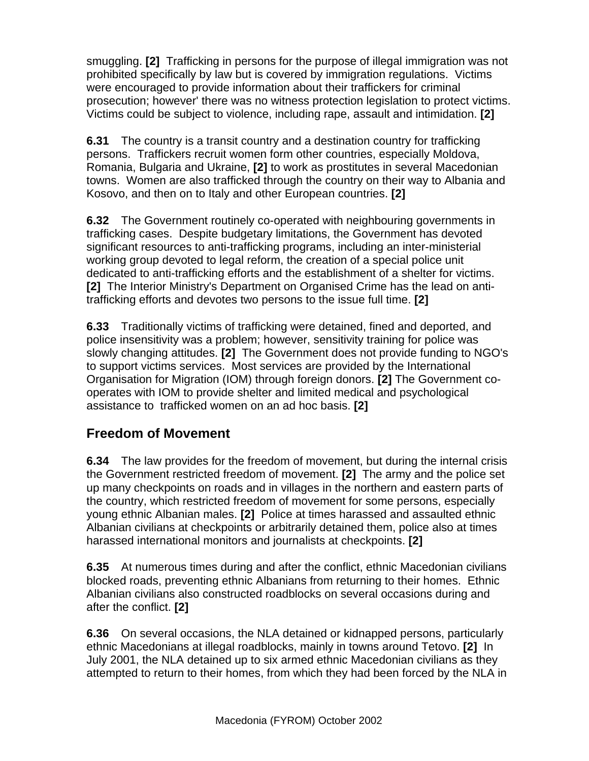smuggling. **[2]** Trafficking in persons for the purpose of illegal immigration was not prohibited specifically by law but is covered by immigration regulations. Victims were encouraged to provide information about their traffickers for criminal prosecution; however' there was no witness protection legislation to protect victims. Victims could be subject to violence, including rape, assault and intimidation. **[2]**

**6.31** The country is a transit country and a destination country for trafficking persons. Traffickers recruit women form other countries, especially Moldova, Romania, Bulgaria and Ukraine, **[2]** to work as prostitutes in several Macedonian towns. Women are also trafficked through the country on their way to Albania and Kosovo, and then on to Italy and other European countries. **[2]**

**6.32** The Government routinely co-operated with neighbouring governments in trafficking cases. Despite budgetary limitations, the Government has devoted significant resources to anti-trafficking programs, including an inter-ministerial working group devoted to legal reform, the creation of a special police unit dedicated to anti-trafficking efforts and the establishment of a shelter for victims. **[2]** The Interior Ministry's Department on Organised Crime has the lead on anti-trafficking efforts and devotes two persons to the issue full time. **[2]**

**6.33** Traditionally victims of trafficking were detained, fined and deported, and police insensitivity was a problem; however, sensitivity training for police was slowly changing attitudes. **[2]** The Government does not provide funding to NGO's to support victims services. Most services are provided by the International Organisation for Migration (IOM) through foreign donors. **[2]** The Government co-operates with IOM to provide shelter and limited medical and psychological assistance to trafficked women on an ad hoc basis. **[2]**

## Freedom of Movement

**6.34** The law provides for the freedom of movement, but during the internal crisis the Government restricted freedom of movement. **[2]** The army and the police set up many checkpoints on roads and in villages in the northern and eastern parts of the country, which restricted freedom of movement for some persons, especially young ethnic Albanian males. **[2]** Police at times harassed and assaulted ethnic Albanian civilians at checkpoints or arbitrarily detained them, police also at times harassed international monitors and journalists at checkpoints. **[2]**

**6.35** At numerous times during and after the conflict, ethnic Macedonian civilians blocked roads, preventing ethnic Albanians from returning to their homes. Ethnic Albanian civilians also constructed roadblocks on several occasions during and after the conflict. **[2]**

**6.36** On several occasions, the NLA detained or kidnapped persons, particularly ethnic Macedonians at illegal roadblocks, mainly in towns around Tetovo. **[2]** In July 2001, the NLA detained up to six armed ethnic Macedonian civilians as they attempted to return to their homes, from which they had been forced by the NLA in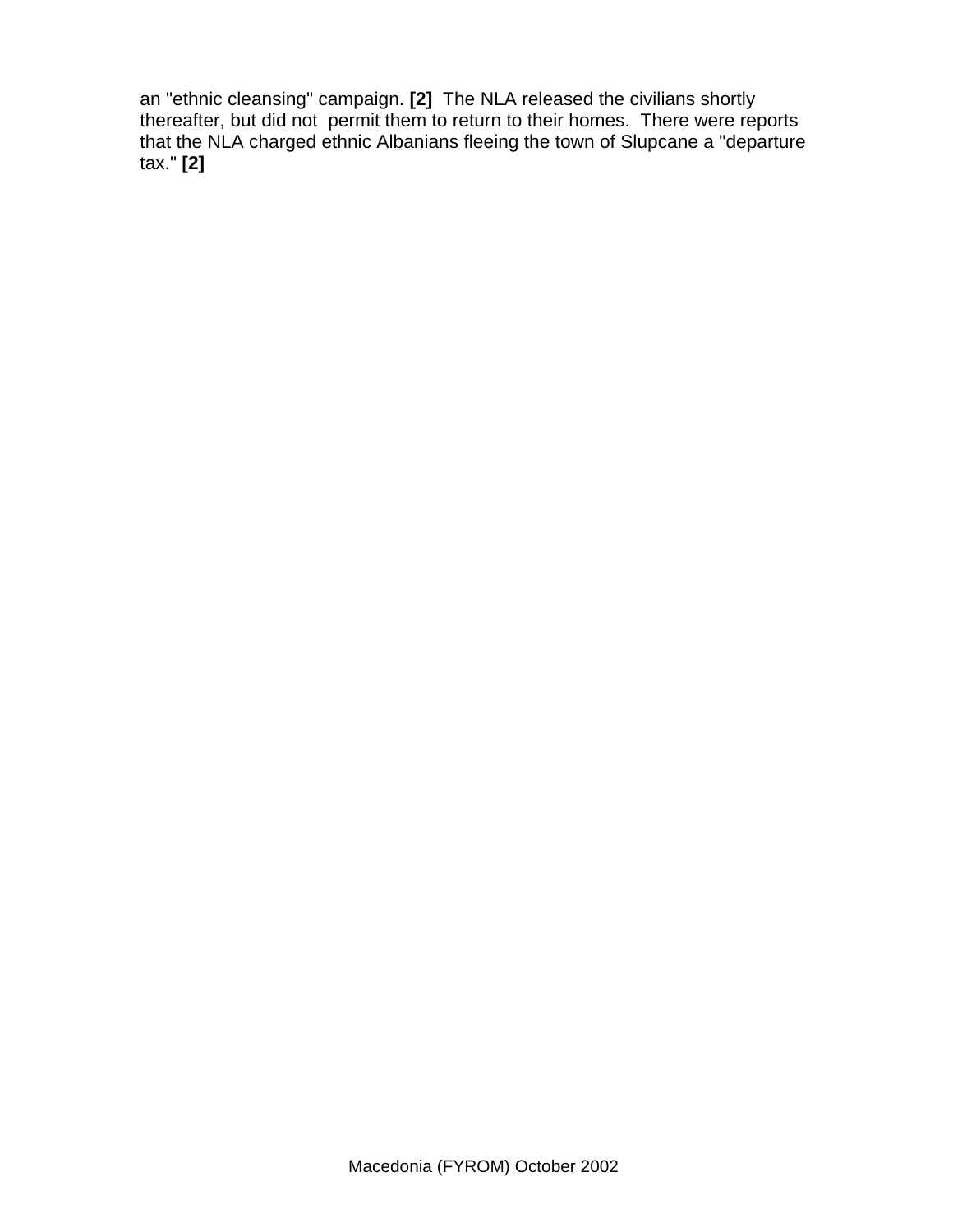an "ethnic cleansing" campaign. **[2]** The NLA released the civilians shortly thereafter, but did not permit them to return to their homes. There were reports that the NLA charged ethnic Albanians fleeing the town of Slupcane a "departure tax." **[2]**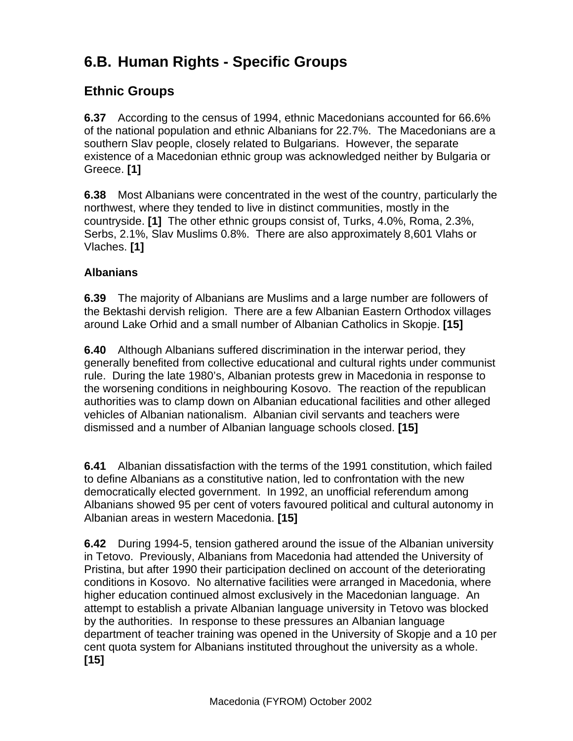# 6.B. Human Rights - Specific Groups

## Ethnic Groups

**6.37** According to the census of 1994, ethnic Macedonians accounted for 66.6% of the national population and ethnic Albanians for 22.7%. The Macedonians are a southern Slav people, closely related to Bulgarians. However, the separate existence of a Macedonian ethnic group was acknowledged neither by Bulgaria or Greece. **[1]**

**6.38** Most Albanians were concentrated in the west of the country, particularly the northwest, where they tended to live in distinct communities, mostly in the countryside. **[1]** The other ethnic groups consist of, Turks, 4.0%, Roma, 2.3%, Serbs, 2.1%, Slav Muslims 0.8%. There are also approximately 8,601 Vlahs or Vlaches. **[1]**

### Albanians

**6.39** The majority of Albanians are Muslims and a large number are followers of the Bektashi dervish religion. There are a few Albanian Eastern Orthodox villages around Lake Orhid and a small number of Albanian Catholics in Skopje. **[15]**

**6.40** Although Albanians suffered discrimination in the interwar period, they generally benefited from collective educational and cultural rights under communist rule. During the late 1980's, Albanian protests grew in Macedonia in response to the worsening conditions in neighbouring Kosovo. The reaction of the republican authorities was to clamp down on Albanian educational facilities and other alleged vehicles of Albanian nationalism. Albanian civil servants and teachers were dismissed and a number of Albanian language schools closed. **[15]**

**6.41** Albanian dissatisfaction with the terms of the 1991 constitution, which failed to define Albanians as a constitutive nation, led to confrontation with the new democratically elected government. In 1992, an unofficial referendum among Albanians showed 95 per cent of voters favoured political and cultural autonomy in Albanian areas in western Macedonia. **[15]**

**6.42** During 1994-5, tension gathered around the issue of the Albanian university in Tetovo. Previously, Albanians from Macedonia had attended the University of Pristina, but after 1990 their participation declined on account of the deteriorating conditions in Kosovo. No alternative facilities were arranged in Macedonia, where higher education continued almost exclusively in the Macedonian language. An attempt to establish a private Albanian language university in Tetovo was blocked by the authorities. In response to these pressures an Albanian language department of teacher training was opened in the University of Skopje and a 10 per cent quota system for Albanians instituted throughout the university as a whole. **[15]**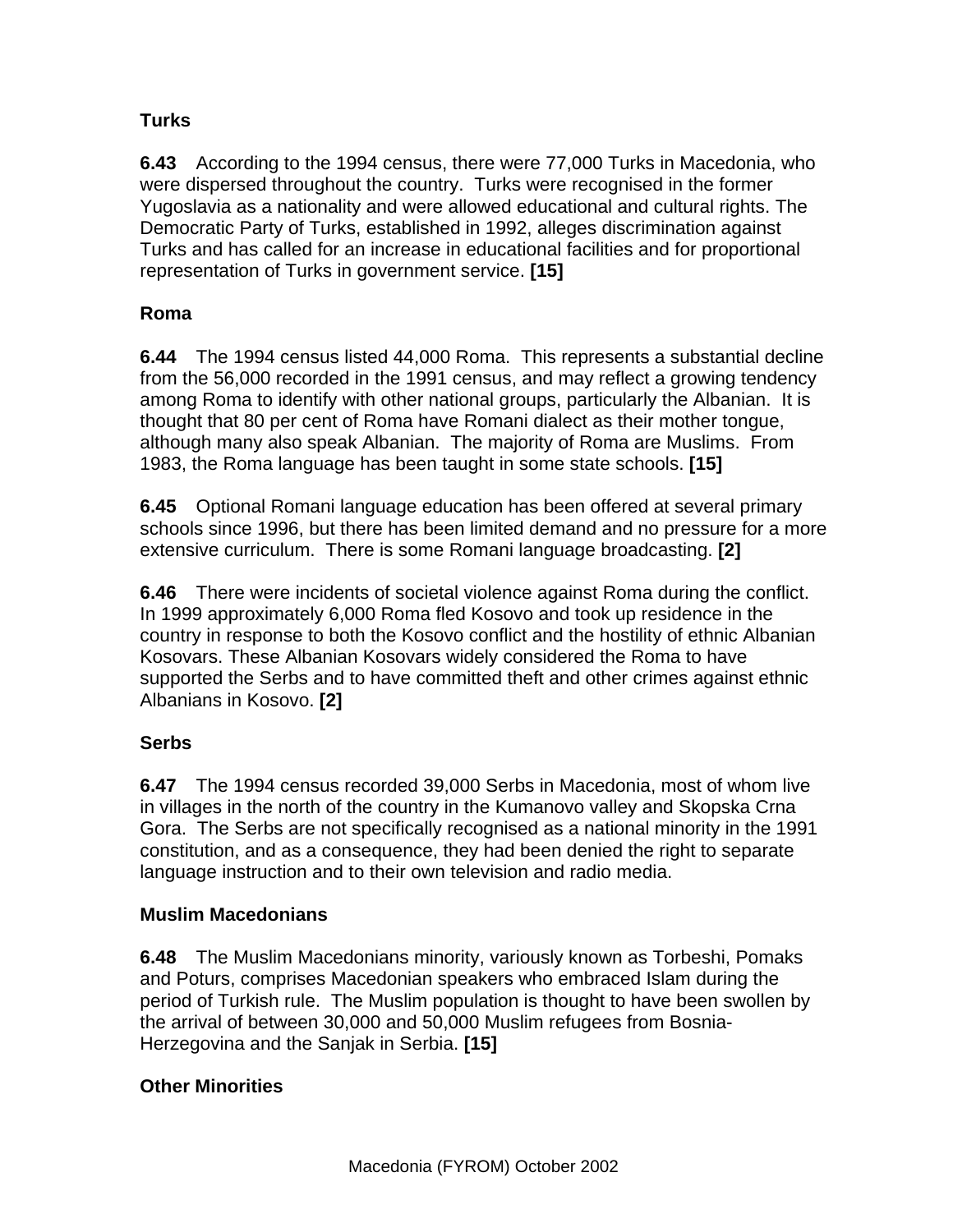### Turks

**6.43** According to the 1994 census, there were 77,000 Turks in Macedonia, who were dispersed throughout the country. Turks were recognised in the former Yugoslavia as a nationality and were allowed educational and cultural rights. The Democratic Party of Turks, established in 1992, alleges discrimination against Turks and has called for an increase in educational facilities and for proportional representation of Turks in government service. **[15]**

### Roma

**6.44** The 1994 census listed 44,000 Roma. This represents a substantial decline from the 56,000 recorded in the 1991 census, and may reflect a growing tendency among Roma to identify with other national groups, particularly the Albanian. It is thought that 80 per cent of Roma have Romani dialect as their mother tongue, although many also speak Albanian. The majority of Roma are Muslims. From 1983, the Roma language has been taught in some state schools. **[15]**

**6.45** Optional Romani language education has been offered at several primary schools since 1996, but there has been limited demand and no pressure for a more extensive curriculum. There is some Romani language broadcasting. **[2]**

**6.46** There were incidents of societal violence against Roma during the conflict. In 1999 approximately 6,000 Roma fled Kosovo and took up residence in the country in response to both the Kosovo conflict and the hostility of ethnic Albanian Kosovars. These Albanian Kosovars widely considered the Roma to have supported the Serbs and to have committed theft and other crimes against ethnic Albanians in Kosovo. **[2]**

### Serbs

**6.47** The 1994 census recorded 39,000 Serbs in Macedonia, most of whom live in villages in the north of the country in the Kumanovo valley and Skopska Crna Gora. The Serbs are not specifically recognised as a national minority in the 1991 constitution, and as a consequence, they had been denied the right to separate language instruction and to their own television and radio media.

### Muslim Macedonians

**6.48** The Muslim Macedonians minority, variously known as Torbeshi, Pomaks and Poturs, comprises Macedonian speakers who embraced Islam during the period of Turkish rule. The Muslim population is thought to have been swollen by the arrival of between 30,000 and 50,000 Muslim refugees from Bosnia-Herzegovina and the Sanjak in Serbia. **[15]**

### Other Minorities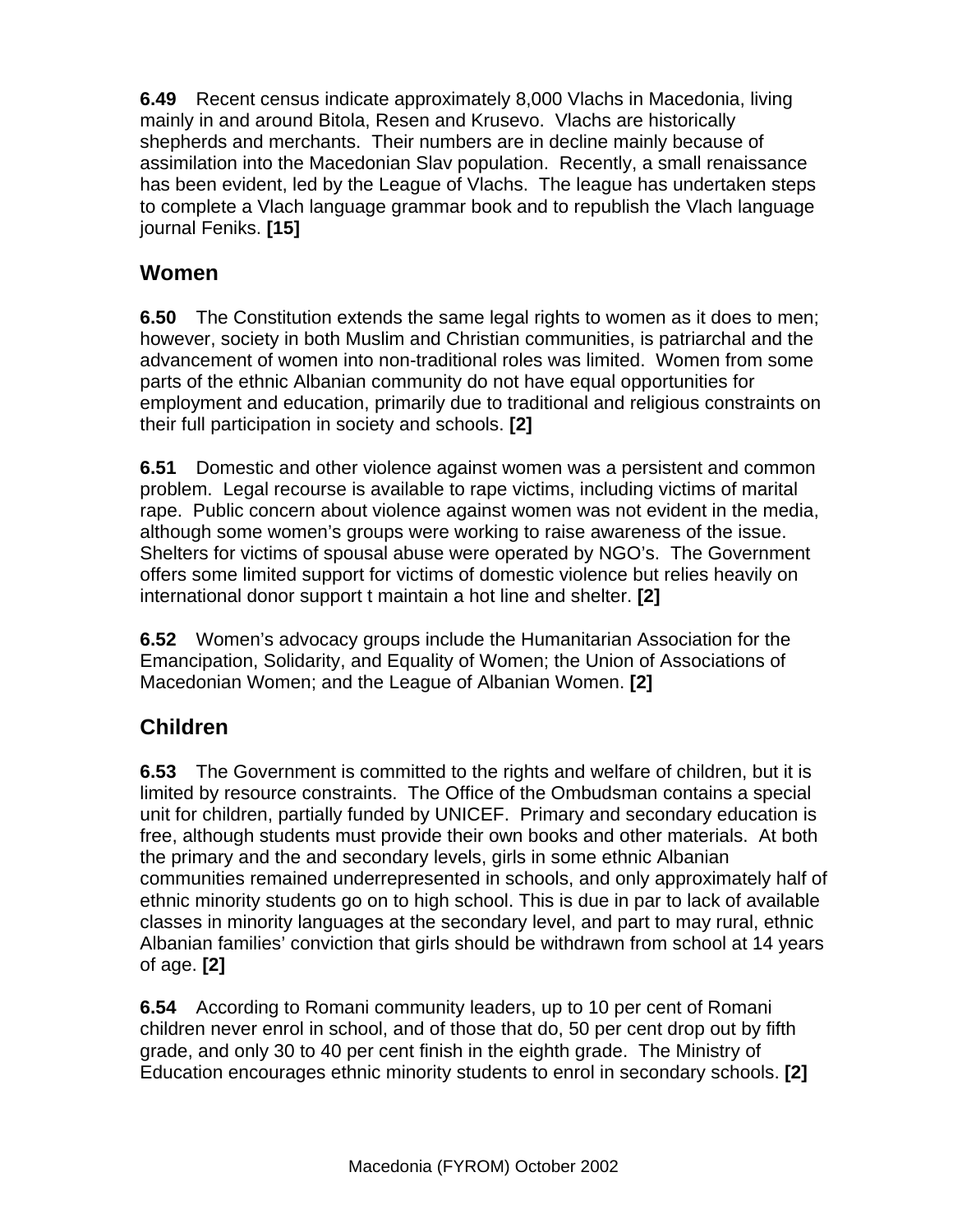**6.49** Recent census indicate approximately 8,000 Vlachs in Macedonia, living mainly in and around Bitola, Resen and Krusevo. Vlachs are historically shepherds and merchants. Their numbers are in decline mainly because of assimilation into the Macedonian Slav population. Recently, a small renaissance has been evident, led by the League of Vlachs. The league has undertaken steps to complete a Vlach language grammar book and to republish the Vlach language journal Feniks. **[15]**

## Women

**6.50** The Constitution extends the same legal rights to women as it does to men; however, society in both Muslim and Christian communities, is patriarchal and the advancement of women into non-traditional roles was limited. Women from some parts of the ethnic Albanian community do not have equal opportunities for employment and education, primarily due to traditional and religious constraints on their full participation in society and schools. **[2]**

**6.51** Domestic and other violence against women was a persistent and common problem. Legal recourse is available to rape victims, including victims of marital rape. Public concern about violence against women was not evident in the media, although some women's groups were working to raise awareness of the issue. Shelters for victims of spousal abuse were operated by NGO's. The Government offers some limited support for victims of domestic violence but relies heavily on international donor support t maintain a hot line and shelter. **[2]**

**6.52** Women's advocacy groups include the Humanitarian Association for the Emancipation, Solidarity, and Equality of Women; the Union of Associations of Macedonian Women; and the League of Albanian Women. **[2]**

## Children

**6.53** The Government is committed to the rights and welfare of children, but it is limited by resource constraints. The Office of the Ombudsman contains a special unit for children, partially funded by UNICEF. Primary and secondary education is free, although students must provide their own books and other materials. At both the primary and the and secondary levels, girls in some ethnic Albanian communities remained underrepresented in schools, and only approximately half of ethnic minority students go on to high school. This is due in par to lack of available classes in minority languages at the secondary level, and part to may rural, ethnic Albanian families' conviction that girls should be withdrawn from school at 14 years of age. **[2]**

**6.54** According to Romani community leaders, up to 10 per cent of Romani children never enrol in school, and of those that do, 50 per cent drop out by fifth grade, and only 30 to 40 per cent finish in the eighth grade. The Ministry of Education encourages ethnic minority students to enrol in secondary schools. **[2]**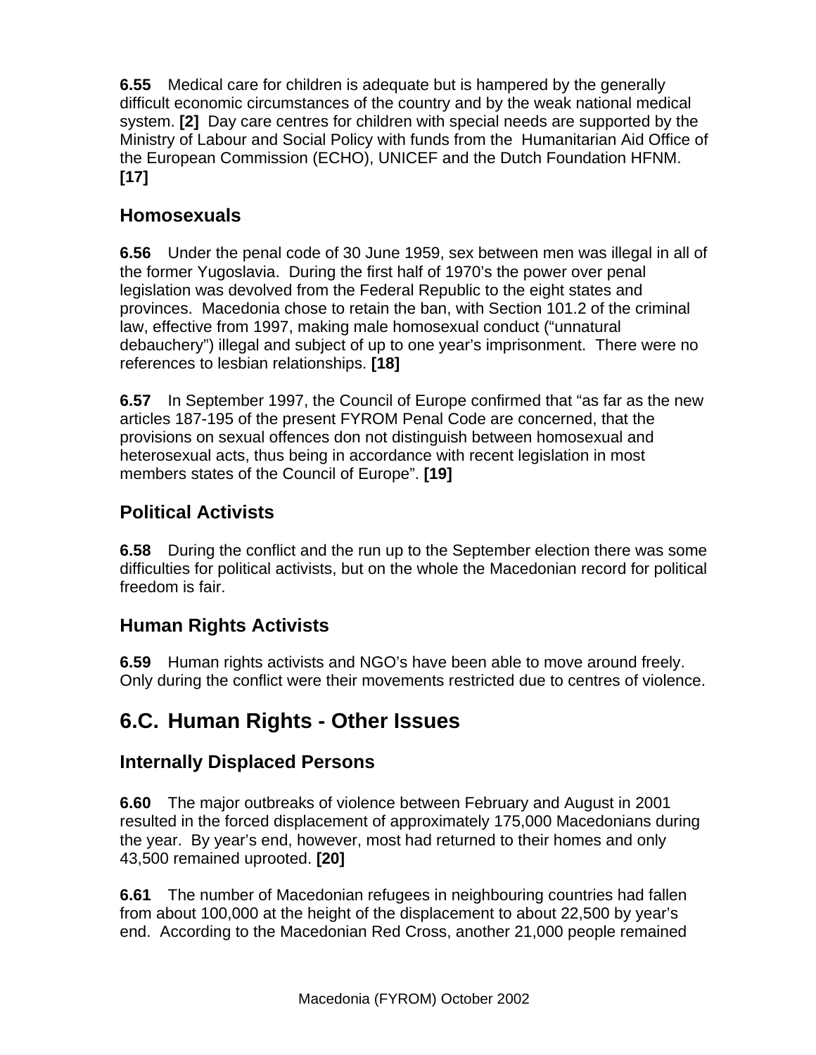**6.55** Medical care for children is adequate but is hampered by the generally difficult economic circumstances of the country and by the weak national medical system. **[2]** Day care centres for children with special needs are supported by the Ministry of Labour and Social Policy with funds from the Humanitarian Aid Office of the European Commission (ECHO), UNICEF and the Dutch Foundation HFNM. **[17]**

### Homosexuals

**6.56** Under the penal code of 30 June 1959, sex between men was illegal in all of the former Yugoslavia. During the first half of 1970's the power over penal legislation was devolved from the Federal Republic to the eight states and provinces. Macedonia chose to retain the ban, with Section 101.2 of the criminal law, effective from 1997, making male homosexual conduct ("unnatural debauchery") illegal and subject of up to one year's imprisonment. There were no references to lesbian relationships. **[18]**

**6.57** In September 1997, the Council of Europe confirmed that "as far as the new articles 187-195 of the present FYROM Penal Code are concerned, that the provisions on sexual offences don not distinguish between homosexual and heterosexual acts, thus being in accordance with recent legislation in most members states of the Council of Europe". **[19]**

### Political Activists

**6.58** During the conflict and the run up to the September election there was some difficulties for political activists, but on the whole the Macedonian record for political freedom is fair.

### Human Rights Activists

**6.59** Human rights activists and NGO's have been able to move around freely. Only during the conflict were their movements restricted due to centres of violence.

## 6.C. Human Rights - Other Issues

### Internally Displaced Persons

**6.60** The major outbreaks of violence between February and August in 2001 resulted in the forced displacement of approximately 175,000 Macedonians during the year. By year's end, however, most had returned to their homes and only 43,500 remained uprooted. **[20]**

**6.61** The number of Macedonian refugees in neighbouring countries had fallen from about 100,000 at the height of the displacement to about 22,500 by year's end. According to the Macedonian Red Cross, another 21,000 people remained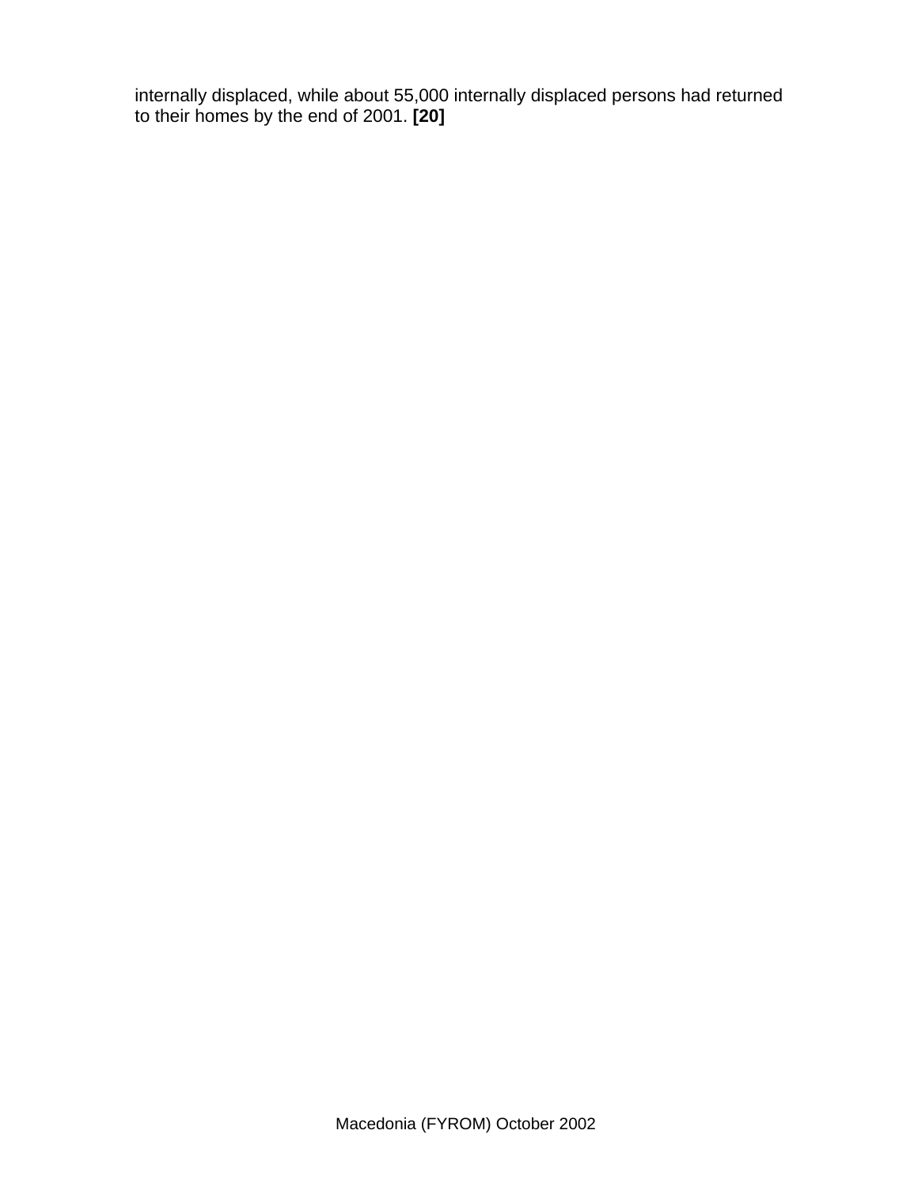internally displaced, while about 55,000 internally displaced persons had returned to their homes by the end of 2001. **[20]**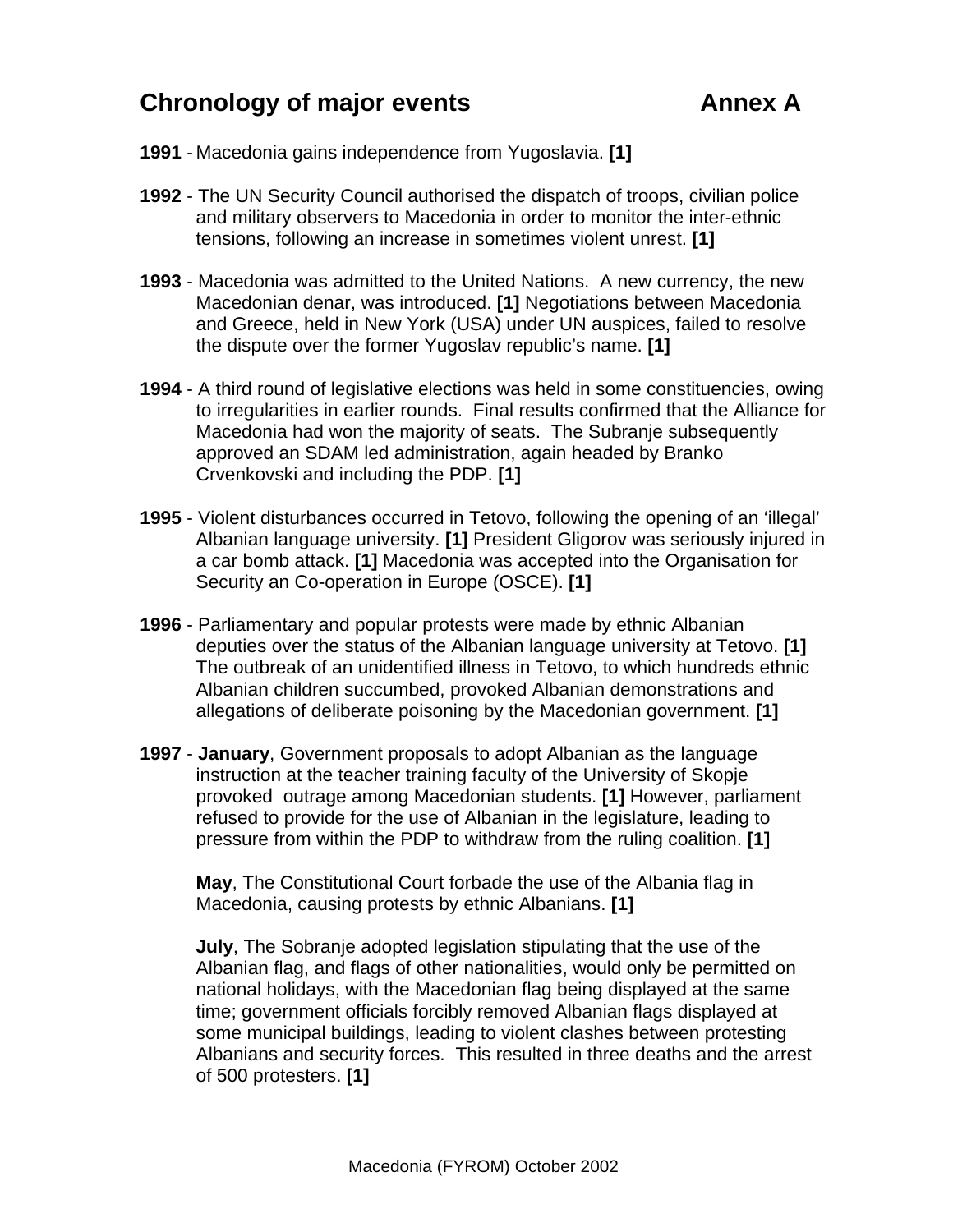# Chronology of major events    Annex A

**1991** - Macedonia gains independence from Yugoslavia. **[1]**

**1992** - The UN Security Council authorised the dispatch of troops, civilian police and military observers to Macedonia in order to monitor the inter-ethnic tensions, following an increase in sometimes violent unrest. **[1]**

**1993** - Macedonia was admitted to the United Nations. A new currency, the new Macedonian denar, was introduced. **[1]** Negotiations between Macedonia and Greece, held in New York (USA) under UN auspices, failed to resolve the dispute over the former Yugoslav republic's name. **[1]**

**1994** - A third round of legislative elections was held in some constituencies, owing to irregularities in earlier rounds. Final results confirmed that the Alliance for Macedonia had won the majority of seats. The Subranje subsequently approved an SDAM led administration, again headed by Branko Crvenkovski and including the PDP. **[1]**

**1995** - Violent disturbances occurred in Tetovo, following the opening of an 'illegal' Albanian language university. **[1]** President Gligorov was seriously injured in a car bomb attack. **[1]** Macedonia was accepted into the Organisation for Security an Co-operation in Europe (OSCE). **[1]**

**1996** - Parliamentary and popular protests were made by ethnic Albanian deputies over the status of the Albanian language university at Tetovo. **[1]** The outbreak of an unidentified illness in Tetovo, to which hundreds ethnic Albanian children succumbed, provoked Albanian demonstrations and allegations of deliberate poisoning by the Macedonian government. **[1]**

**1997** - **January**, Government proposals to adopt Albanian as the language instruction at the teacher training faculty of the University of Skopje provoked outrage among Macedonian students. **[1]** However, parliament refused to provide for the use of Albanian in the legislature, leading to pressure from within the PDP to withdraw from the ruling coalition. **[1]**

**May**, The Constitutional Court forbade the use of the Albania flag in Macedonia, causing protests by ethnic Albanians. **[1]**

**July**, The Sobranje adopted legislation stipulating that the use of the Albanian flag, and flags of other nationalities, would only be permitted on national holidays, with the Macedonian flag being displayed at the same time; government officials forcibly removed Albanian flags displayed at some municipal buildings, leading to violent clashes between protesting Albanians and security forces. This resulted in three deaths and the arrest of 500 protesters. **[1]**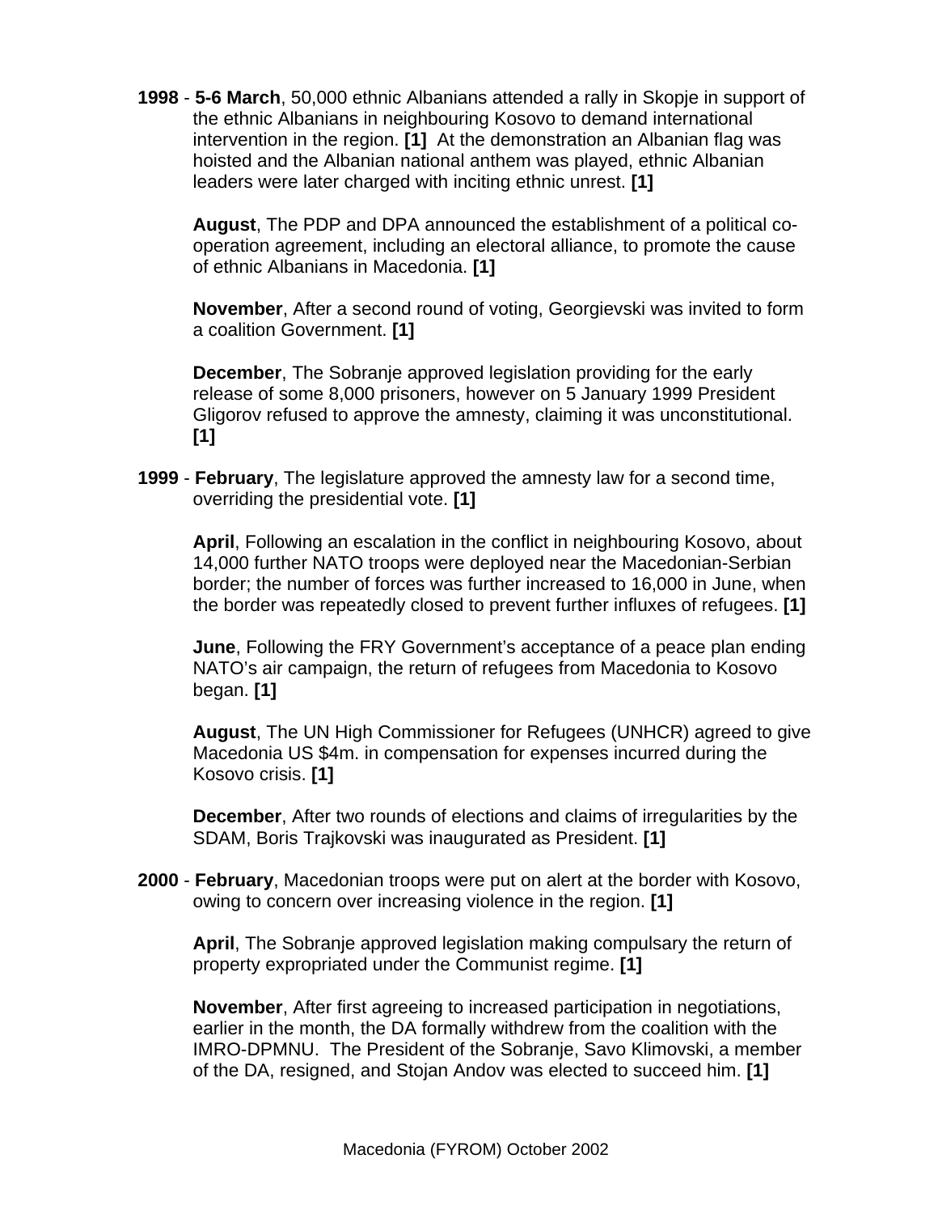**1998** - **5-6 March**, 50,000 ethnic Albanians attended a rally in Skopje in support of the ethnic Albanians in neighbouring Kosovo to demand international intervention in the region. **[1]** At the demonstration an Albanian flag was hoisted and the Albanian national anthem was played, ethnic Albanian leaders were later charged with inciting ethnic unrest. **[1]**

**August**, The PDP and DPA announced the establishment of a political co-operation agreement, including an electoral alliance, to promote the cause of ethnic Albanians in Macedonia. **[1]**

**November**, After a second round of voting, Georgievski was invited to form a coalition Government. **[1]**

**December**, The Sobranje approved legislation providing for the early release of some 8,000 prisoners, however on 5 January 1999 President Gligorov refused to approve the amnesty, claiming it was unconstitutional. **[1]**

**1999** - **February**, The legislature approved the amnesty law for a second time, overriding the presidential vote. **[1]**

**April**, Following an escalation in the conflict in neighbouring Kosovo, about 14,000 further NATO troops were deployed near the Macedonian-Serbian border; the number of forces was further increased to 16,000 in June, when the border was repeatedly closed to prevent further influxes of refugees. **[1]**

**June**, Following the FRY Government's acceptance of a peace plan ending NATO's air campaign, the return of refugees from Macedonia to Kosovo began. **[1]**

**August**, The UN High Commissioner for Refugees (UNHCR) agreed to give Macedonia US $4m. in compensation for expenses incurred during the Kosovo crisis. **[1]**

**December**, After two rounds of elections and claims of irregularities by the SDAM, Boris Trajkovski was inaugurated as President. **[1]**

**2000** - **February**, Macedonian troops were put on alert at the border with Kosovo, owing to concern over increasing violence in the region. **[1]**

**April**, The Sobranje approved legislation making compulsary the return of property expropriated under the Communist regime. **[1]**

**November**, After first agreeing to increased participation in negotiations, earlier in the month, the DA formally withdrew from the coalition with the IMRO-DPMNU. The President of the Sobranje, Savo Klimovski, a member of the DA, resigned, and Stojan Andov was elected to succeed him. **[1]**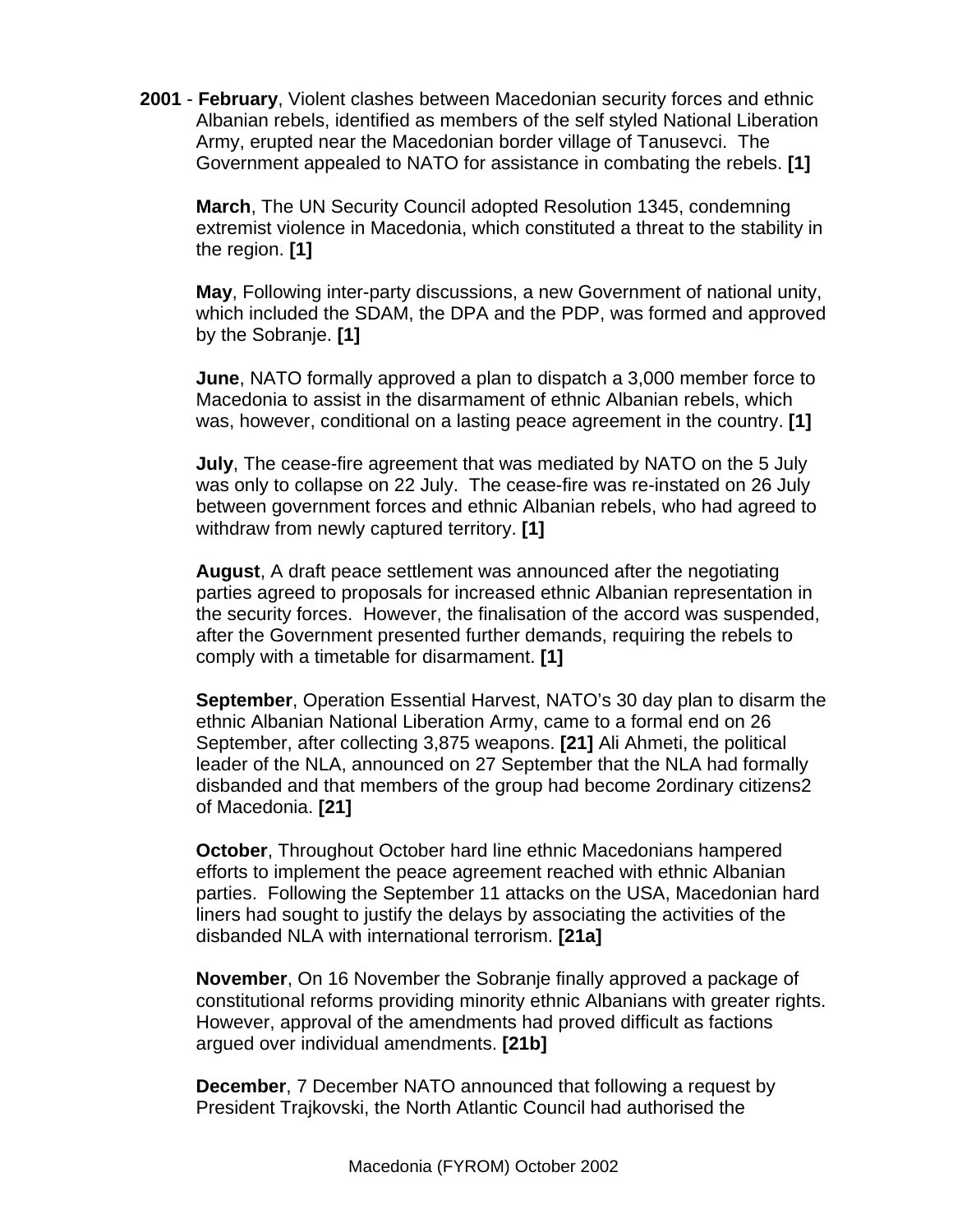**2001** - **February**, Violent clashes between Macedonian security forces and ethnic Albanian rebels, identified as members of the self styled National Liberation Army, erupted near the Macedonian border village of Tanusevci. The Government appealed to NATO for assistance in combating the rebels. **[1]**

**March**, The UN Security Council adopted Resolution 1345, condemning extremist violence in Macedonia, which constituted a threat to the stability in the region. **[1]**

**May**, Following inter-party discussions, a new Government of national unity, which included the SDAM, the DPA and the PDP, was formed and approved by the Sobranje. **[1]**

**June**, NATO formally approved a plan to dispatch a 3,000 member force to Macedonia to assist in the disarmament of ethnic Albanian rebels, which was, however, conditional on a lasting peace agreement in the country. **[1]**

**July**, The cease-fire agreement that was mediated by NATO on the 5 July was only to collapse on 22 July. The cease-fire was re-instated on 26 July between government forces and ethnic Albanian rebels, who had agreed to withdraw from newly captured territory. **[1]**

**August**, A draft peace settlement was announced after the negotiating parties agreed to proposals for increased ethnic Albanian representation in the security forces. However, the finalisation of the accord was suspended, after the Government presented further demands, requiring the rebels to comply with a timetable for disarmament. **[1]**

**September**, Operation Essential Harvest, NATO's 30 day plan to disarm the ethnic Albanian National Liberation Army, came to a formal end on 26 September, after collecting 3,875 weapons. **[21]** Ali Ahmeti, the political leader of the NLA, announced on 27 September that the NLA had formally disbanded and that members of the group had become 2ordinary citizens2 of Macedonia. **[21]**

**October**, Throughout October hard line ethnic Macedonians hampered efforts to implement the peace agreement reached with ethnic Albanian parties. Following the September 11 attacks on the USA, Macedonian hard liners had sought to justify the delays by associating the activities of the disbanded NLA with international terrorism. **[21a]**

**November**, On 16 November the Sobranje finally approved a package of constitutional reforms providing minority ethnic Albanians with greater rights. However, approval of the amendments had proved difficult as factions argued over individual amendments. **[21b]**

**December**, 7 December NATO announced that following a request by President Trajkovski, the North Atlantic Council had authorised the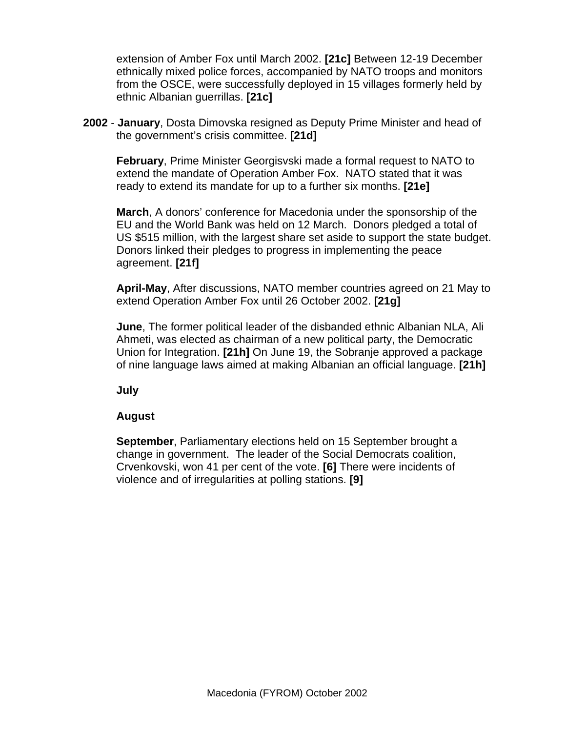extension of Amber Fox until March 2002. **[21c]** Between 12-19 December ethnically mixed police forces, accompanied by NATO troops and monitors from the OSCE, were successfully deployed in 15 villages formerly held by ethnic Albanian guerrillas. **[21c]**

**2002** - **January**, Dosta Dimovska resigned as Deputy Prime Minister and head of the government's crisis committee. **[21d]**

**February**, Prime Minister Georgisvski made a formal request to NATO to extend the mandate of Operation Amber Fox. NATO stated that it was ready to extend its mandate for up to a further six months. **[21e]**

**March**, A donors' conference for Macedonia under the sponsorship of the EU and the World Bank was held on 12 March. Donors pledged a total of US $515 million, with the largest share set aside to support the state budget. Donors linked their pledges to progress in implementing the peace agreement. **[21f]**

**April-May**, After discussions, NATO member countries agreed on 21 May to extend Operation Amber Fox until 26 October 2002. **[21g]**

**June**, The former political leader of the disbanded ethnic Albanian NLA, Ali Ahmeti, was elected as chairman of a new political party, the Democratic Union for Integration. **[21h]** On June 19, the Sobranje approved a package of nine language laws aimed at making Albanian an official language. **[21h]**

**July**

**August**

**September**, Parliamentary elections held on 15 September brought a change in government. The leader of the Social Democrats coalition, Crvenkovski, won 41 per cent of the vote. **[6]** There were incidents of violence and of irregularities at polling stations. **[9]**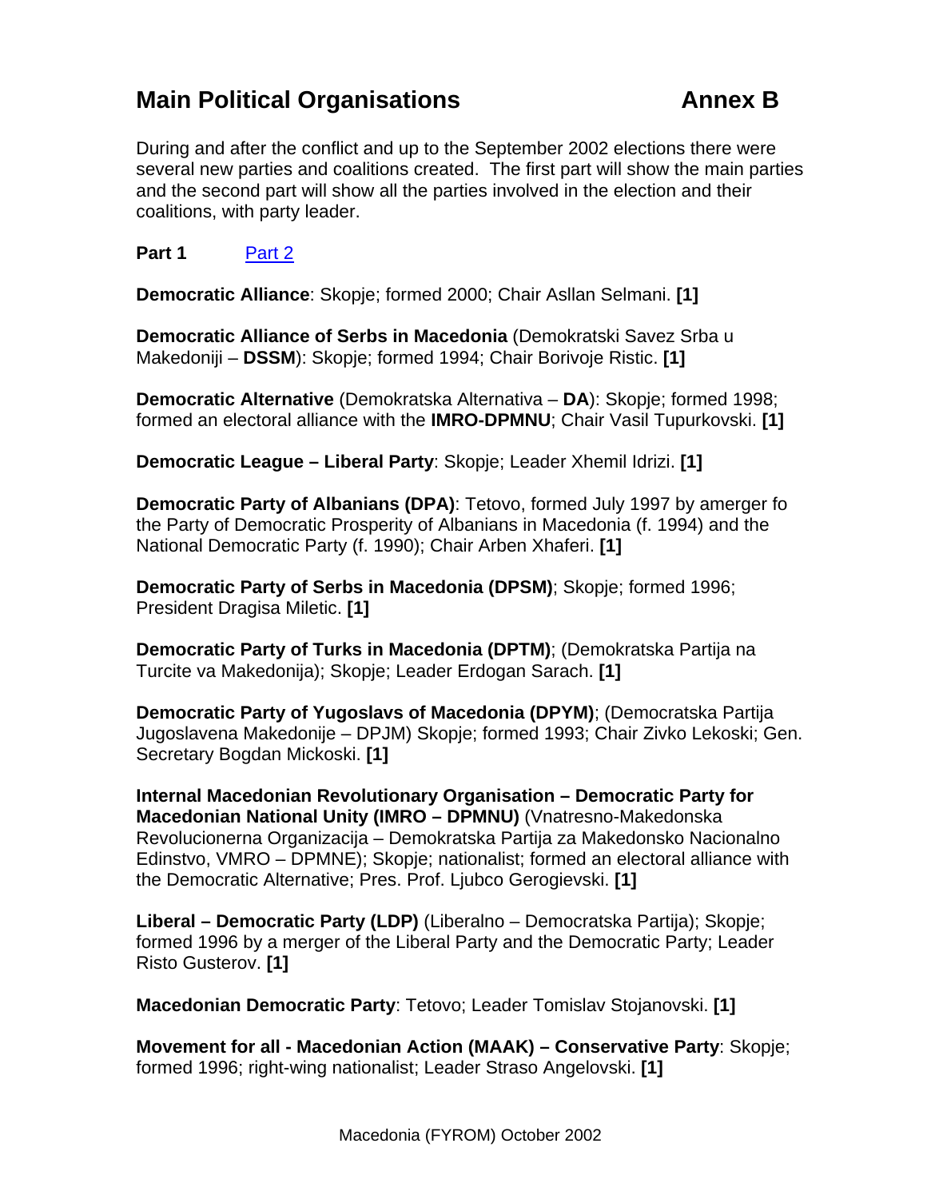# Main Political Organisations Annex B

During and after the conflict and up to the September 2002 elections there were several new parties and coalitions created. The first part will show the main parties and the second part will show all the parties involved in the election and their coalitions, with party leader.

**Part 1** Part 2

**Democratic Alliance**: Skopje; formed 2000; Chair Asllan Selmani. **[1]**

**Democratic Alliance of Serbs in Macedonia** (Demokratski Savez Srba u Makedoniji – **DSSM**): Skopje; formed 1994; Chair Borivoje Ristic. **[1]**

**Democratic Alternative** (Demokratska Alternativa – **DA**): Skopje; formed 1998; formed an electoral alliance with the **IMRO-DPMNU**; Chair Vasil Tupurkovski. **[1]**

**Democratic League – Liberal Party**: Skopje; Leader Xhemil Idrizi. **[1]**

**Democratic Party of Albanians (DPA)**: Tetovo, formed July 1997 by amerger fo the Party of Democratic Prosperity of Albanians in Macedonia (f. 1994) and the National Democratic Party (f. 1990); Chair Arben Xhaferi. **[1]**

**Democratic Party of Serbs in Macedonia (DPSM)**; Skopje; formed 1996; President Dragisa Miletic. **[1]**

**Democratic Party of Turks in Macedonia (DPTM)**; (Demokratska Partija na Turcite va Makedonija); Skopje; Leader Erdogan Sarach. **[1]**

**Democratic Party of Yugoslavs of Macedonia (DPYM)**; (Democratska Partija Jugoslavena Makedonije – DPJM) Skopje; formed 1993; Chair Zivko Lekoski; Gen. Secretary Bogdan Mickoski. **[1]**

**Internal Macedonian Revolutionary Organisation – Democratic Party for Macedonian National Unity (IMRO – DPMNU)** (Vnatresno-Makedonska Revolucionerna Organizacija – Demokratska Partija za Makedonsko Nacionalno Edinstvo, VMRO – DPMNE); Skopje; nationalist; formed an electoral alliance with the Democratic Alternative; Pres. Prof. Ljubco Gerogievski. **[1]**

**Liberal – Democratic Party (LDP)** (Liberalno – Democratska Partija); Skopje; formed 1996 by a merger of the Liberal Party and the Democratic Party; Leader Risto Gusterov. **[1]**

**Macedonian Democratic Party**: Tetovo; Leader Tomislav Stojanovski. **[1]**

**Movement for all - Macedonian Action (MAAK) – Conservative Party**: Skopje; formed 1996; right-wing nationalist; Leader Straso Angelovski. **[1]**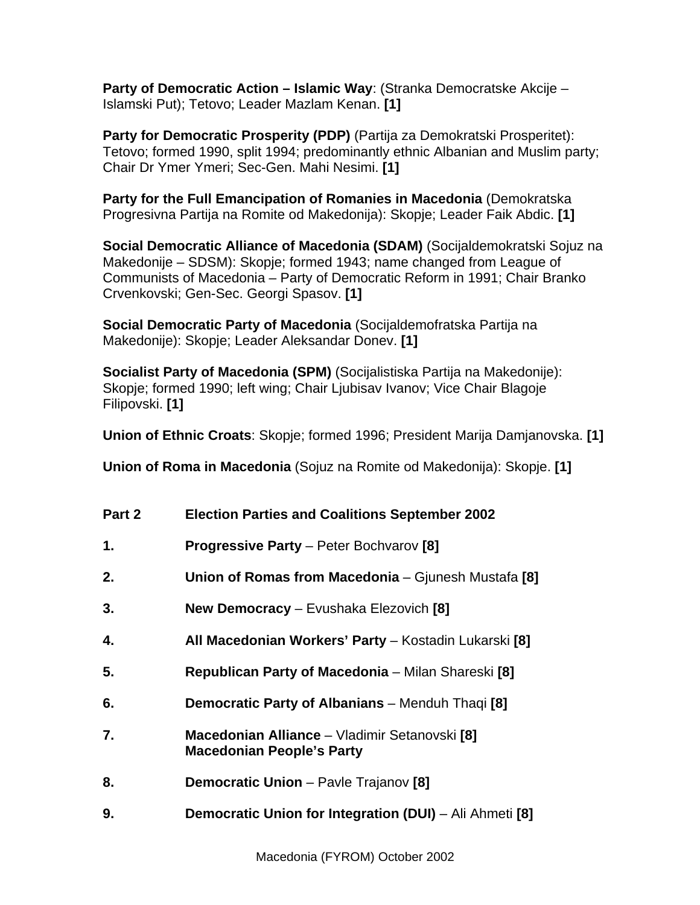**Party of Democratic Action – Islamic Way**: (Stranka Democratske Akcije – Islamski Put); Tetovo; Leader Mazlam Kenan. **[1]**

**Party for Democratic Prosperity (PDP)** (Partija za Demokratski Prosperitet): Tetovo; formed 1990, split 1994; predominantly ethnic Albanian and Muslim party; Chair Dr Ymer Ymeri; Sec-Gen. Mahi Nesimi. **[1]**

**Party for the Full Emancipation of Romanies in Macedonia** (Demokratska Progresivna Partija na Romite od Makedonija): Skopje; Leader Faik Abdic. **[1]**

**Social Democratic Alliance of Macedonia (SDAM)** (Socijaldemokratski Sojuz na Makedonije – SDSM): Skopje; formed 1943; name changed from League of Communists of Macedonia – Party of Democratic Reform in 1991; Chair Branko Crvenkovski; Gen-Sec. Georgi Spasov. **[1]**

**Social Democratic Party of Macedonia** (Socijaldemofratska Partija na Makedonije): Skopje; Leader Aleksandar Donev. **[1]**

**Socialist Party of Macedonia (SPM)** (Socijalistiska Partija na Makedonije): Skopje; formed 1990; left wing; Chair Ljubisav Ivanov; Vice Chair Blagoje Filipovski. **[1]**

**Union of Ethnic Croats**: Skopje; formed 1996; President Marija Damjanovska. **[1]**

**Union of Roma in Macedonia** (Sojuz na Romite od Makedonija): Skopje. **[1]**

## Part 2 Election Parties and Coalitions September 2002

1. **Progressive Party** – Peter Bochvarov **[8]**
2. **Union of Romas from Macedonia** – Gjunesh Mustafa **[8]**
3. **New Democracy** – Evushaka Elezovich **[8]**
4. **All Macedonian Workers' Party** – Kostadin Lukarski **[8]**
5. **Republican Party of Macedonia** – Milan Shareski **[8]**
6. **Democratic Party of Albanians** – Menduh Thaqi **[8]**
7. **Macedonian Alliance** – Vladimir Setanovski **[8]**
   **Macedonian People's Party**
8. **Democratic Union** – Pavle Trajanov **[8]**
9. **Democratic Union for Integration (DUI)** – Ali Ahmeti **[8]**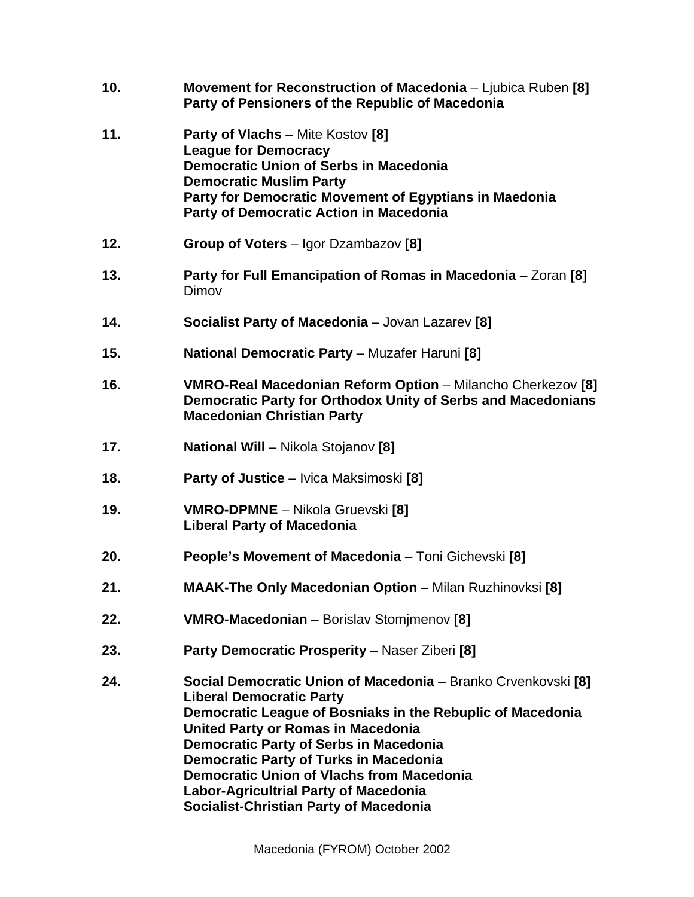10. **Movement for Reconstruction of Macedonia** – Ljubica Ruben **[8]**
    **Party of Pensioners of the Republic of Macedonia**

11. **Party of Vlachs** – Mite Kostov **[8]**
    **League for Democracy**
    **Democratic Union of Serbs in Macedonia**
    **Democratic Muslim Party**
    **Party for Democratic Movement of Egyptians in Maedonia**
    **Party of Democratic Action in Macedonia**

12. **Group of Voters** – Igor Dzambazov **[8]**

13. **Party for Full Emancipation of Romas in Macedonia** – Zoran **[8]** Dimov

14. **Socialist Party of Macedonia** – Jovan Lazarev **[8]**

15. **National Democratic Party** – Muzafer Haruni **[8]**

16. **VMRO-Real Macedonian Reform Option** – Milancho Cherkezov **[8]**
    **Democratic Party for Orthodox Unity of Serbs and Macedonians**
    **Macedonian Christian Party**

17. **National Will** – Nikola Stojanov **[8]**

18. **Party of Justice** – Ivica Maksimoski **[8]**

19. **VMRO-DPMNE** – Nikola Gruevski **[8]**
    **Liberal Party of Macedonia**

20. **People's Movement of Macedonia** – Toni Gichevski **[8]**

21. **MAAK-The Only Macedonian Option** – Milan Ruzhinovksi **[8]**

22. **VMRO-Macedonian** – Borislav Stomjmenov **[8]**

23. **Party Democratic Prosperity** – Naser Ziberi **[8]**

24. **Social Democratic Union of Macedonia** – Branko Crvenkovski **[8]**
    **Liberal Democratic Party**
    **Democratic League of Bosniaks in the Rebuplic of Macedonia**
    **United Party or Romas in Macedonia**
    **Democratic Party of Serbs in Macedonia**
    **Democratic Party of Turks in Macedonia**
    **Democratic Union of Vlachs from Macedonia**
    **Labor-Agricultrial Party of Macedonia**
    **Socialist-Christian Party of Macedonia**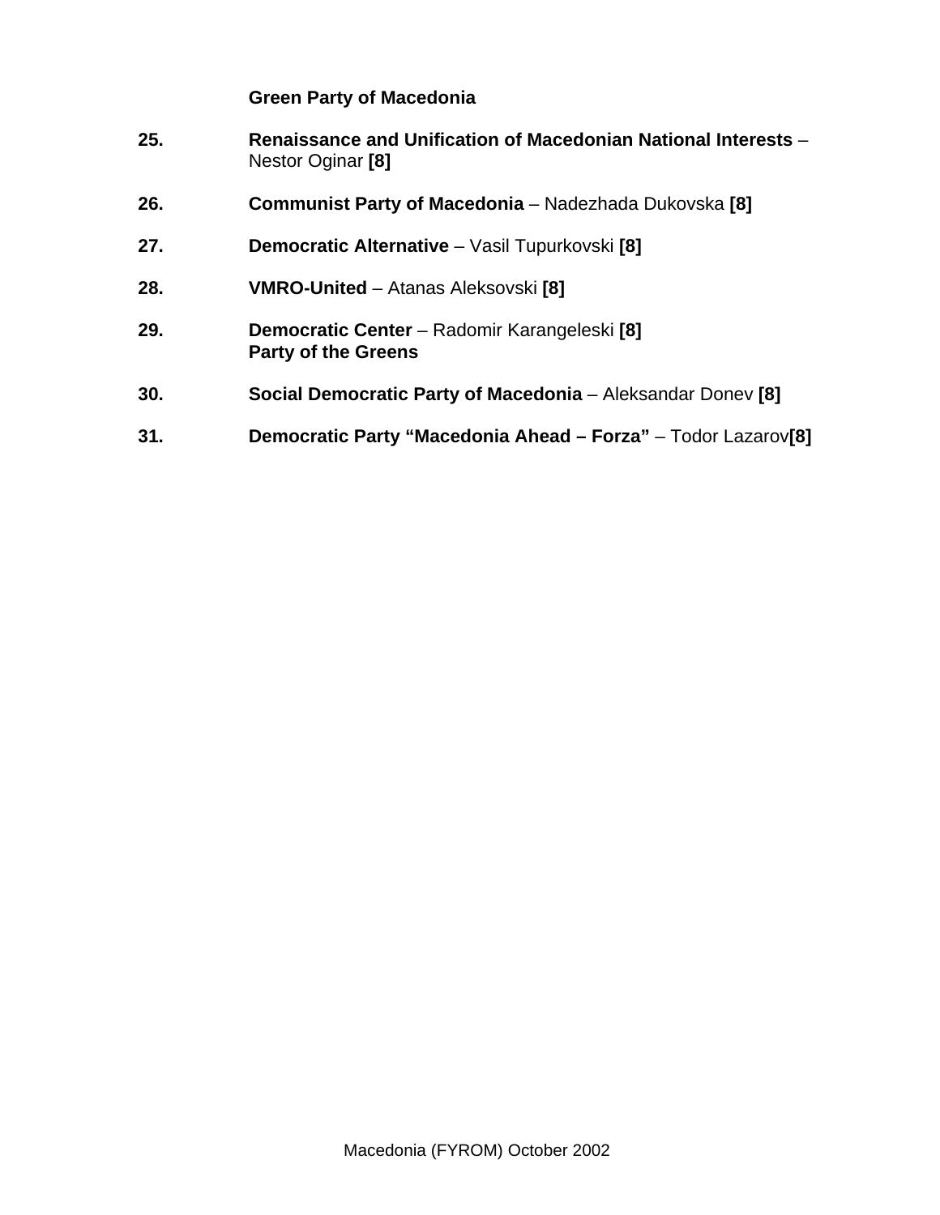**Green Party of Macedonia**

25. **Renaissance and Unification of Macedonian National Interests** – Nestor Oginar **[8]**

26. **Communist Party of Macedonia** – Nadezhada Dukovska **[8]**

27. **Democratic Alternative** – Vasil Tupurkovski **[8]**

28. **VMRO-United** – Atanas Aleksovski **[8]**

29. **Democratic Center** – Radomir Karangeleski **[8]**
    **Party of the Greens**

30. **Social Democratic Party of Macedonia** – Aleksandar Donev **[8]**

31. **Democratic Party "Macedonia Ahead – Forza"** – Todor Lazarov**[8]**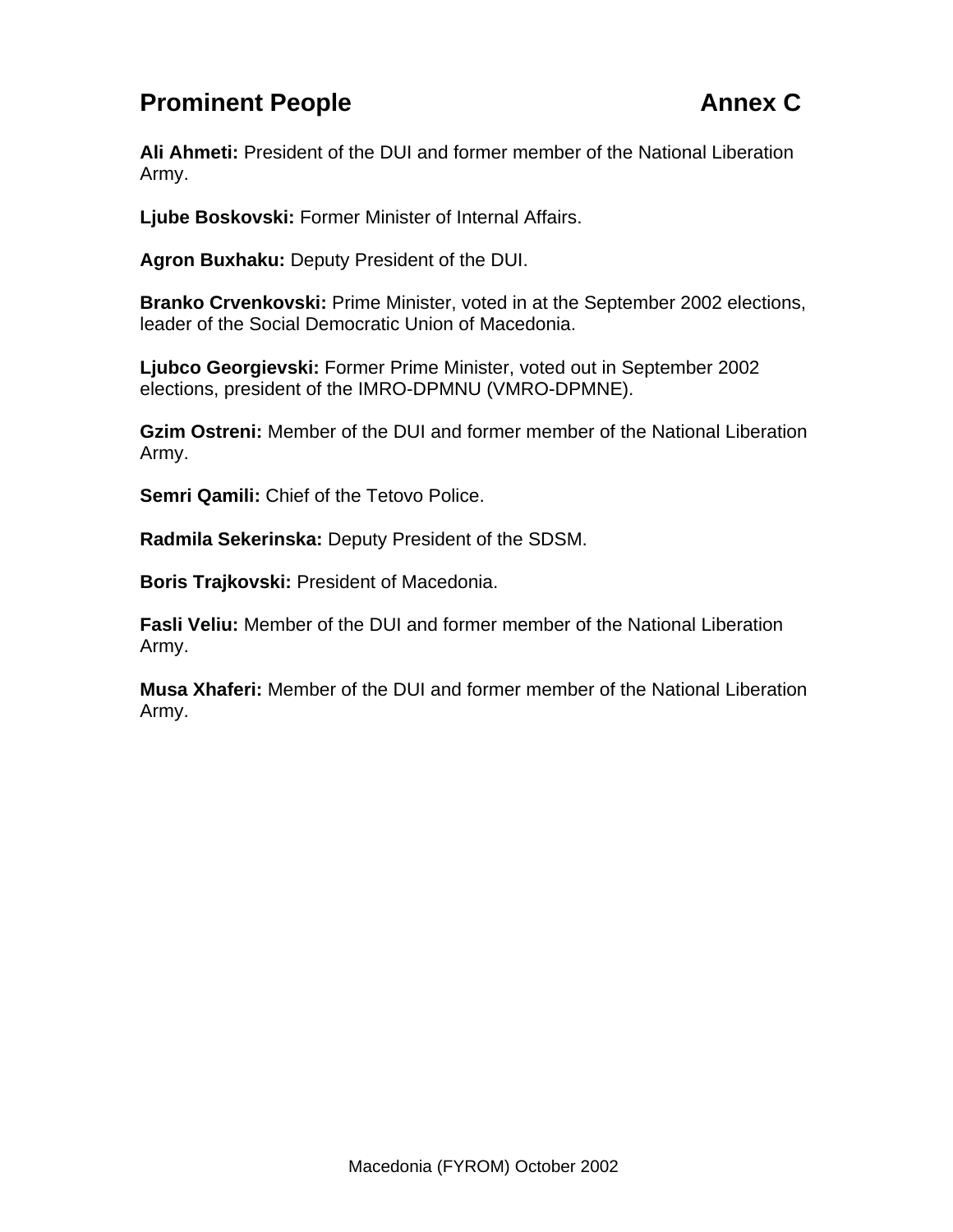## Prominent People Annex C

**Ali Ahmeti:** President of the DUI and former member of the National Liberation Army.

**Ljube Boskovski:** Former Minister of Internal Affairs.

**Agron Buxhaku:** Deputy President of the DUI.

**Branko Crvenkovski:** Prime Minister, voted in at the September 2002 elections, leader of the Social Democratic Union of Macedonia.

**Ljubco Georgievski:** Former Prime Minister, voted out in September 2002 elections, president of the IMRO-DPMNU (VMRO-DPMNE).

**Gzim Ostreni:** Member of the DUI and former member of the National Liberation Army.

**Semri Qamili:** Chief of the Tetovo Police.

**Radmila Sekerinska:** Deputy President of the SDSM.

**Boris Trajkovski:** President of Macedonia.

**Fasli Veliu:** Member of the DUI and former member of the National Liberation Army.

**Musa Xhaferi:** Member of the DUI and former member of the National Liberation Army.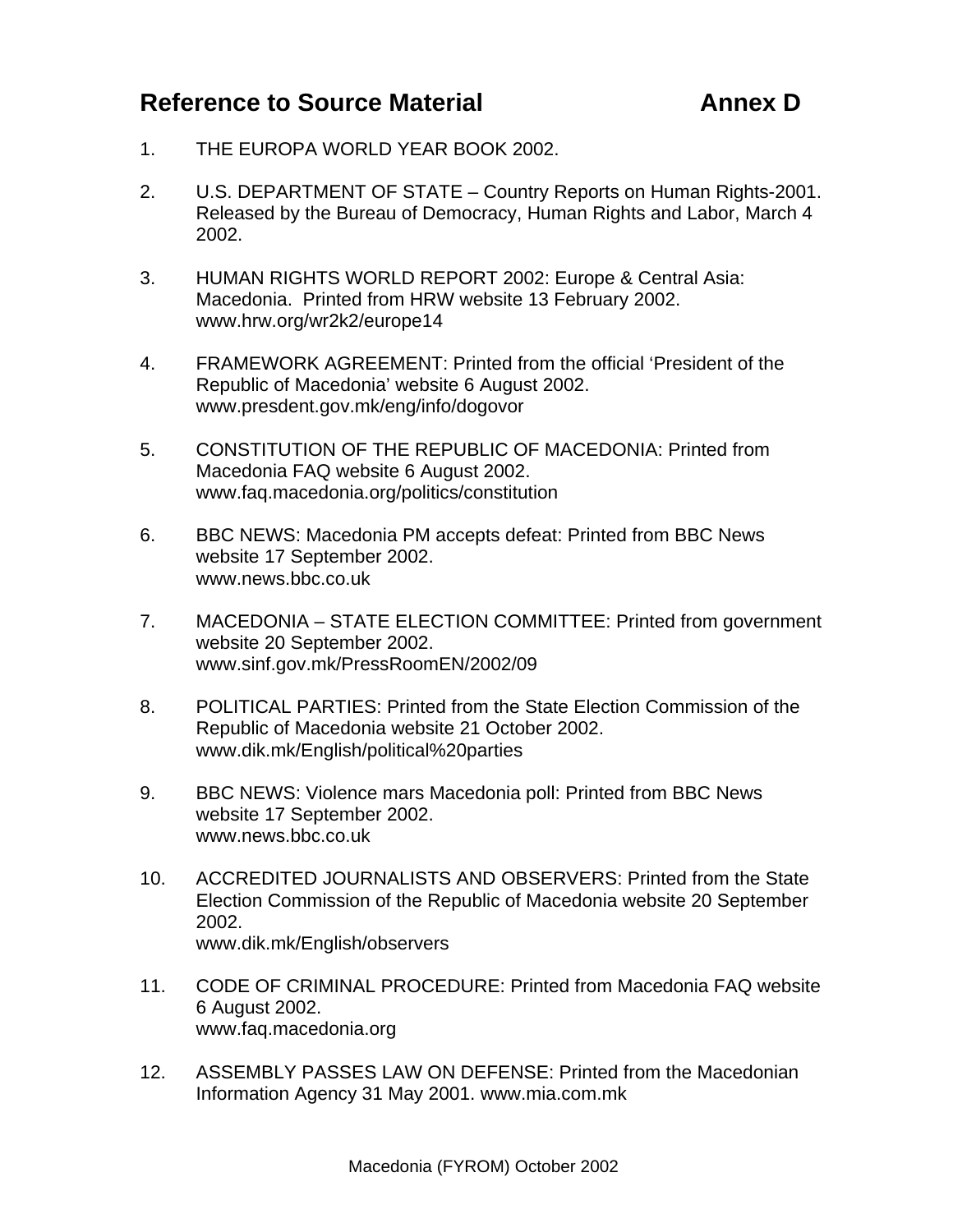## Reference to Source Material                Annex D

1. THE EUROPA WORLD YEAR BOOK 2002.

2. U.S. DEPARTMENT OF STATE – Country Reports on Human Rights-2001. Released by the Bureau of Democracy, Human Rights and Labor, March 4 2002.

3. HUMAN RIGHTS WORLD REPORT 2002: Europe & Central Asia: Macedonia. Printed from HRW website 13 February 2002. www.hrw.org/wr2k2/europe14

4. FRAMEWORK AGREEMENT: Printed from the official 'President of the Republic of Macedonia' website 6 August 2002. www.presdent.gov.mk/eng/info/dogovor

5. CONSTITUTION OF THE REPUBLIC OF MACEDONIA: Printed from Macedonia FAQ website 6 August 2002. www.faq.macedonia.org/politics/constitution

6. BBC NEWS: Macedonia PM accepts defeat: Printed from BBC News website 17 September 2002. www.news.bbc.co.uk

7. MACEDONIA – STATE ELECTION COMMITTEE: Printed from government website 20 September 2002. www.sinf.gov.mk/PressRoomEN/2002/09

8. POLITICAL PARTIES: Printed from the State Election Commission of the Republic of Macedonia website 21 October 2002. www.dik.mk/English/political%20parties

9. BBC NEWS: Violence mars Macedonia poll: Printed from BBC News website 17 September 2002. www.news.bbc.co.uk

10. ACCREDITED JOURNALISTS AND OBSERVERS: Printed from the State Election Commission of the Republic of Macedonia website 20 September 2002. www.dik.mk/English/observers

11. CODE OF CRIMINAL PROCEDURE: Printed from Macedonia FAQ website 6 August 2002. www.faq.macedonia.org

12. ASSEMBLY PASSES LAW ON DEFENSE: Printed from the Macedonian Information Agency 31 May 2001. www.mia.com.mk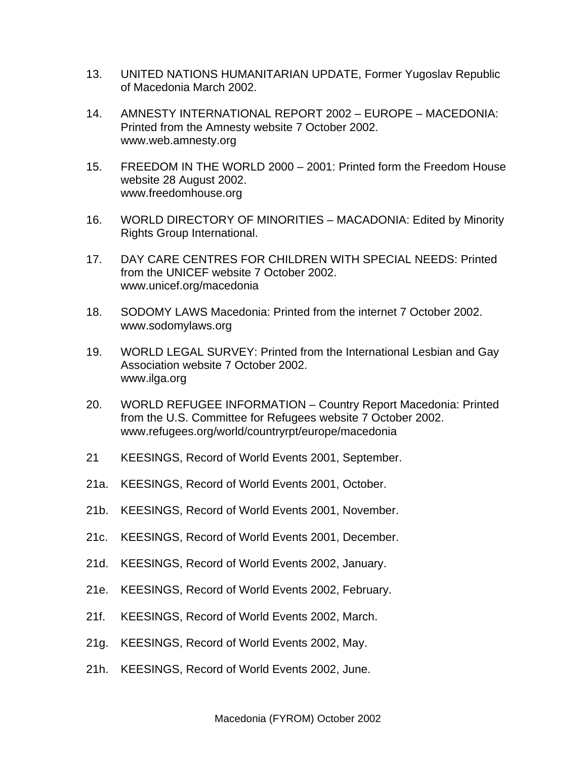13. UNITED NATIONS HUMANITARIAN UPDATE, Former Yugoslav Republic of Macedonia March 2002.

14. AMNESTY INTERNATIONAL REPORT 2002 – EUROPE – MACEDONIA: Printed from the Amnesty website 7 October 2002.
www.web.amnesty.org

15. FREEDOM IN THE WORLD 2000 – 2001: Printed form the Freedom House website 28 August 2002.
www.freedomhouse.org

16. WORLD DIRECTORY OF MINORITIES – MACADONIA: Edited by Minority Rights Group International.

17. DAY CARE CENTRES FOR CHILDREN WITH SPECIAL NEEDS: Printed from the UNICEF website 7 October 2002.
www.unicef.org/macedonia

18. SODOMY LAWS Macedonia: Printed from the internet 7 October 2002.
www.sodomylaws.org

19. WORLD LEGAL SURVEY: Printed from the International Lesbian and Gay Association website 7 October 2002.
www.ilga.org

20. WORLD REFUGEE INFORMATION – Country Report Macedonia: Printed from the U.S. Committee for Refugees website 7 October 2002.
www.refugees.org/world/countryrpt/europe/macedonia

21 KEESINGS, Record of World Events 2001, September.

21a. KEESINGS, Record of World Events 2001, October.

21b. KEESINGS, Record of World Events 2001, November.

21c. KEESINGS, Record of World Events 2001, December.

21d. KEESINGS, Record of World Events 2002, January.

21e. KEESINGS, Record of World Events 2002, February.

21f. KEESINGS, Record of World Events 2002, March.

21g. KEESINGS, Record of World Events 2002, May.

21h. KEESINGS, Record of World Events 2002, June.